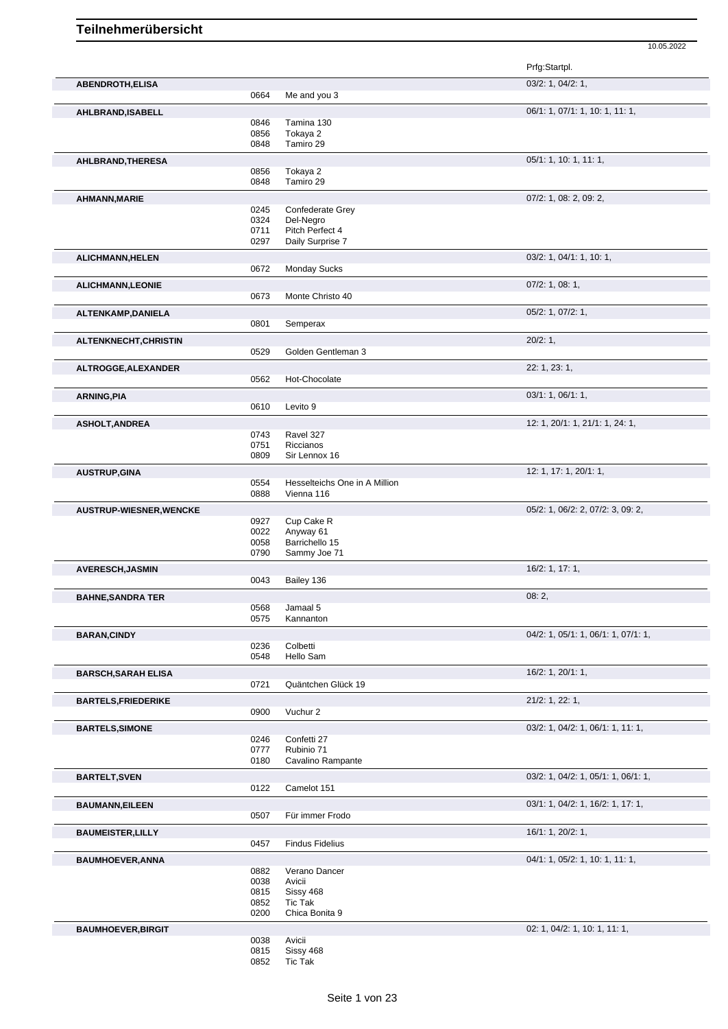# Teilnehmerübersicht

10.05.2022

| Name | Nr. | Pferd | Prfg:Startpl. |
|---|---|---|---|
| **ABENDROTH,ELISA** | | | 03/2: 1, 04/2: 1, |
| | 0664 | Me and you 3 | |
| **AHLBRAND,ISABELL** | | | 06/1: 1, 07/1: 1, 10: 1, 11: 1, |
| | 0846 | Tamina 130 | |
| | 0856 | Tokaya 2 | |
| | 0848 | Tamiro 29 | |
| **AHLBRAND,THERESA** | | | 05/1: 1, 10: 1, 11: 1, |
| | 0856 | Tokaya 2 | |
| | 0848 | Tamiro 29 | |
| **AHMANN,MARIE** | | | 07/2: 1, 08: 2, 09: 2, |
| | 0245 | Confederate Grey | |
| | 0324 | Del-Negro | |
| | 0711 | Pitch Perfect 4 | |
| | 0297 | Daily Surprise 7 | |
| **ALICHMANN,HELEN** | | | 03/2: 1, 04/1: 1, 10: 1, |
| | 0672 | Monday Sucks | |
| **ALICHMANN,LEONIE** | | | 07/2: 1, 08: 1, |
| | 0673 | Monte Christo 40 | |
| **ALTENKAMP,DANIELA** | | | 05/2: 1, 07/2: 1, |
| | 0801 | Semperax | |
| **ALTENKNECHT,CHRISTIN** | | | 20/2: 1, |
| | 0529 | Golden Gentleman 3 | |
| **ALTROGGE,ALEXANDER** | | | 22: 1, 23: 1, |
| | 0562 | Hot-Chocolate | |
| **ARNING,PIA** | | | 03/1: 1, 06/1: 1, |
| | 0610 | Levito 9 | |
| **ASHOLT,ANDREA** | | | 12: 1, 20/1: 1, 21/1: 1, 24: 1, |
| | 0743 | Ravel 327 | |
| | 0751 | Riccianos | |
| | 0809 | Sir Lennox 16 | |
| **AUSTRUP,GINA** | | | 12: 1, 17: 1, 20/1: 1, |
| | 0554 | Hesselteichs One in A Million | |
| | 0888 | Vienna 116 | |
| **AUSTRUP-WIESNER,WENCKE** | | | 05/2: 1, 06/2: 2, 07/2: 3, 09: 2, |
| | 0927 | Cup Cake R | |
| | 0022 | Anyway 61 | |
| | 0058 | Barrichello 15 | |
| | 0790 | Sammy Joe 71 | |
| **AVERESCH,JASMIN** | | | 16/2: 1, 17: 1, |
| | 0043 | Bailey 136 | |
| **BAHNE,SANDRA TER** | | | 08: 2, |
| | 0568 | Jamaal 5 | |
| | 0575 | Kannanton | |
| **BARAN,CINDY** | | | 04/2: 1, 05/1: 1, 06/1: 1, 07/1: 1, |
| | 0236 | Colbetti | |
| | 0548 | Hello Sam | |
| **BARSCH,SARAH ELISA** | | | 16/2: 1, 20/1: 1, |
| | 0721 | Quäntchen Glück 19 | |
| **BARTELS,FRIEDERIKE** | | | 21/2: 1, 22: 1, |
| | 0900 | Vuchur 2 | |
| **BARTELS,SIMONE** | | | 03/2: 1, 04/2: 1, 06/1: 1, 11: 1, |
| | 0246 | Confetti 27 | |
| | 0777 | Rubinio 71 | |
| | 0180 | Cavalino Rampante | |
| **BARTELT,SVEN** | | | 03/2: 1, 04/2: 1, 05/1: 1, 06/1: 1, |
| | 0122 | Camelot 151 | |
| **BAUMANN,EILEEN** | | | 03/1: 1, 04/2: 1, 16/2: 1, 17: 1, |
| | 0507 | Für immer Frodo | |
| **BAUMEISTER,LILLY** | | | 16/1: 1, 20/2: 1, |
| | 0457 | Findus Fidelius | |
| **BAUMHOEVER,ANNA** | | | 04/1: 1, 05/2: 1, 10: 1, 11: 1, |
| | 0882 | Verano Dancer | |
| | 0038 | Avicii | |
| | 0815 | Sissy 468 | |
| | 0852 | Tic Tak | |
| | 0200 | Chica Bonita 9 | |
| **BAUMHOEVER,BIRGIT** | | | 02: 1, 04/2: 1, 10: 1, 11: 1, |
| | 0038 | Avicii | |
| | 0815 | Sissy 468 | |
| | 0852 | Tic Tak | |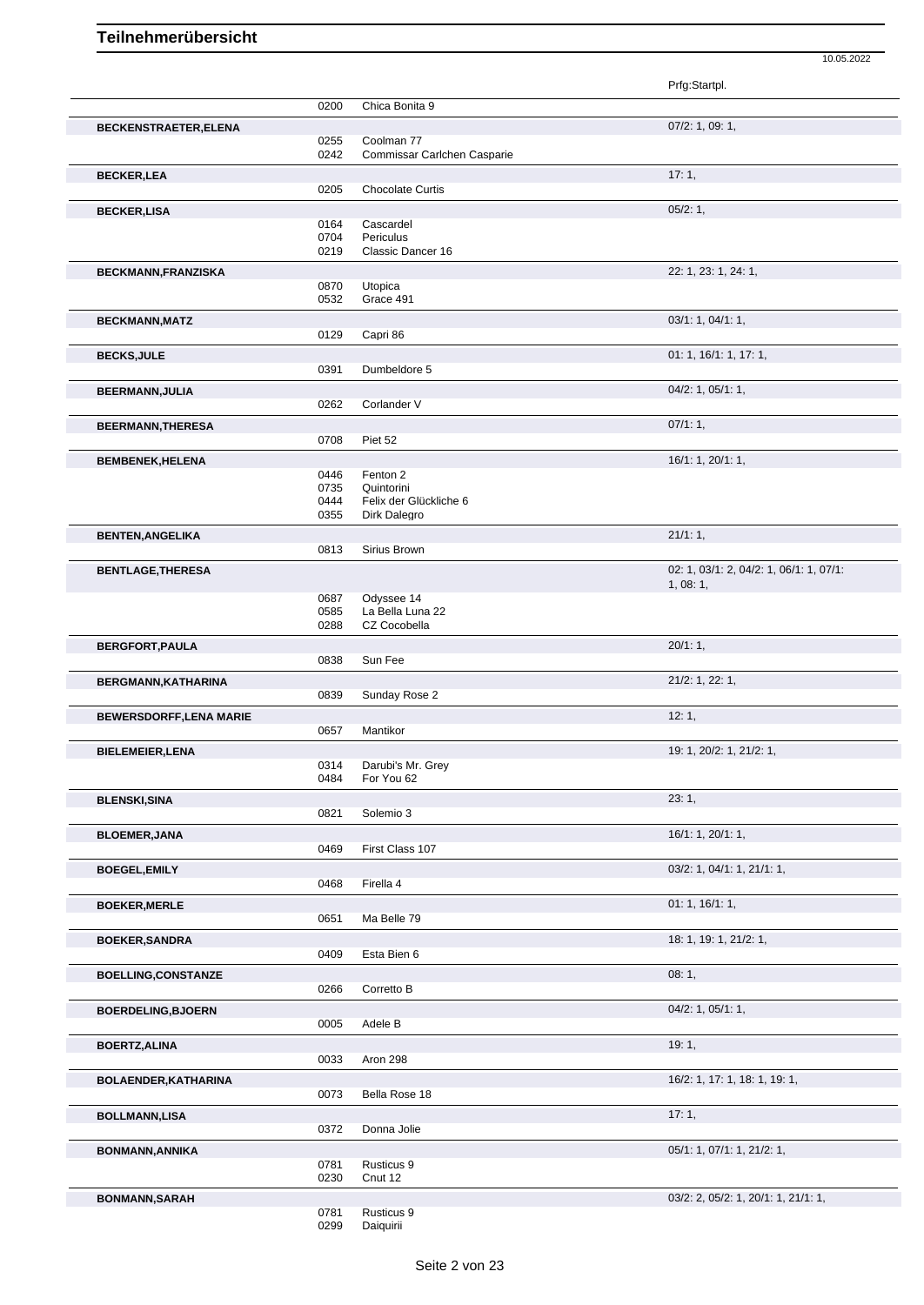# Teilnehmerübersicht

10.05.2022

| Name | Nr. | Pferd | Prfg:Startpl. |
|---|---|---|---|
| | 0200 | Chica Bonita 9 | |
| **BECKENSTRAETER,ELENA** | | | 07/2: 1, 09: 1, |
| | 0255 | Coolman 77 | |
| | 0242 | Commissar Carlchen Casparie | |
| **BECKER,LEA** | | | 17: 1, |
| | 0205 | Chocolate Curtis | |
| **BECKER,LISA** | | | 05/2: 1, |
| | 0164 | Cascardel | |
| | 0704 | Periculus | |
| | 0219 | Classic Dancer 16 | |
| **BECKMANN,FRANZISKA** | | | 22: 1, 23: 1, 24: 1, |
| | 0870 | Utopica | |
| | 0532 | Grace 491 | |
| **BECKMANN,MATZ** | | | 03/1: 1, 04/1: 1, |
| | 0129 | Capri 86 | |
| **BECKS,JULE** | | | 01: 1, 16/1: 1, 17: 1, |
| | 0391 | Dumbeldore 5 | |
| **BEERMANN,JULIA** | | | 04/2: 1, 05/1: 1, |
| | 0262 | Corlander V | |
| **BEERMANN,THERESA** | | | 07/1: 1, |
| | 0708 | Piet 52 | |
| **BEMBENEK,HELENA** | | | 16/1: 1, 20/1: 1, |
| | 0446 | Fenton 2 | |
| | 0735 | Quintorini | |
| | 0444 | Felix der Glückliche 6 | |
| | 0355 | Dirk Dalegro | |
| **BENTEN,ANGELIKA** | | | 21/1: 1, |
| | 0813 | Sirius Brown | |
| **BENTLAGE,THERESA** | | | 02: 1, 03/1: 2, 04/2: 1, 06/1: 1, 07/1: 1, 08: 1, |
| | 0687 | Odyssee 14 | |
| | 0585 | La Bella Luna 22 | |
| | 0288 | CZ Cocobella | |
| **BERGFORT,PAULA** | | | 20/1: 1, |
| | 0838 | Sun Fee | |
| **BERGMANN,KATHARINA** | | | 21/2: 1, 22: 1, |
| | 0839 | Sunday Rose 2 | |
| **BEWERSDORFF,LENA MARIE** | | | 12: 1, |
| | 0657 | Mantikor | |
| **BIELEMEIER,LENA** | | | 19: 1, 20/2: 1, 21/2: 1, |
| | 0314 | Darubi's Mr. Grey | |
| | 0484 | For You 62 | |
| **BLENSKI,SINA** | | | 23: 1, |
| | 0821 | Solemio 3 | |
| **BLOEMER,JANA** | | | 16/1: 1, 20/1: 1, |
| | 0469 | First Class 107 | |
| **BOEGEL,EMILY** | | | 03/2: 1, 04/1: 1, 21/1: 1, |
| | 0468 | Firella 4 | |
| **BOEKER,MERLE** | | | 01: 1, 16/1: 1, |
| | 0651 | Ma Belle 79 | |
| **BOEKER,SANDRA** | | | 18: 1, 19: 1, 21/2: 1, |
| | 0409 | Esta Bien 6 | |
| **BOELLING,CONSTANZE** | | | 08: 1, |
| | 0266 | Corretto B | |
| **BOERDELING,BJOERN** | | | 04/2: 1, 05/1: 1, |
| | 0005 | Adele B | |
| **BOERTZ,ALINA** | | | 19: 1, |
| | 0033 | Aron 298 | |
| **BOLAENDER,KATHARINA** | | | 16/2: 1, 17: 1, 18: 1, 19: 1, |
| | 0073 | Bella Rose 18 | |
| **BOLLMANN,LISA** | | | 17: 1, |
| | 0372 | Donna Jolie | |
| **BONMANN,ANNIKA** | | | 05/1: 1, 07/1: 1, 21/2: 1, |
| | 0781 | Rusticus 9 | |
| | 0230 | Cnut 12 | |
| **BONMANN,SARAH** | | | 03/2: 2, 05/2: 1, 20/1: 1, 21/1: 1, |
| | 0781 | Rusticus 9 | |
| | 0299 | Daiquirii | |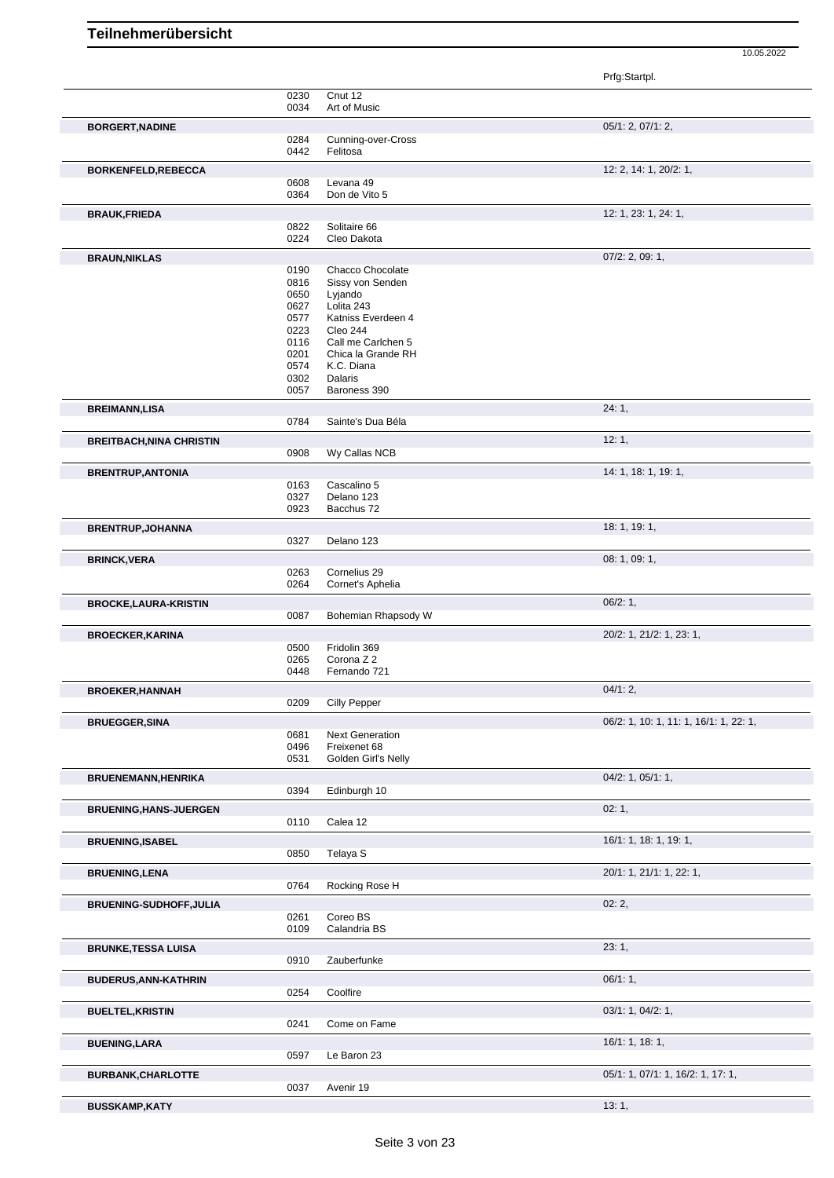# Teilnehmerübersicht

10.05.2022

| Teilnehmer | Nr. | Pferd | Prfg:Startpl. |
|---|---|---|---|
| | 0230 | Cnut 12 | |
| | 0034 | Art of Music | |
| **BORGERT,NADINE** | | | 05/1: 2, 07/1: 2, |
| | 0284 | Cunning-over-Cross | |
| | 0442 | Felitosa | |
| **BORKENFELD,REBECCA** | | | 12: 2, 14: 1, 20/2: 1, |
| | 0608 | Levana 49 | |
| | 0364 | Don de Vito 5 | |
| **BRAUK,FRIEDA** | | | 12: 1, 23: 1, 24: 1, |
| | 0822 | Solitaire 66 | |
| | 0224 | Cleo Dakota | |
| **BRAUN,NIKLAS** | | | 07/2: 2, 09: 1, |
| | 0190 | Chacco Chocolate | |
| | 0816 | Sissy von Senden | |
| | 0650 | Lyjando | |
| | 0627 | Lolita 243 | |
| | 0577 | Katniss Everdeen 4 | |
| | 0223 | Cleo 244 | |
| | 0116 | Call me Carlchen 5 | |
| | 0201 | Chica la Grande RH | |
| | 0574 | K.C. Diana | |
| | 0302 | Dalaris | |
| | 0057 | Baroness 390 | |
| **BREIMANN,LISA** | | | 24: 1, |
| | 0784 | Sainte's Dua Béla | |
| **BREITBACH,NINA CHRISTIN** | | | 12: 1, |
| | 0908 | Wy Callas NCB | |
| **BRENTRUP,ANTONIA** | | | 14: 1, 18: 1, 19: 1, |
| | 0163 | Cascalino 5 | |
| | 0327 | Delano 123 | |
| | 0923 | Bacchus 72 | |
| **BRENTRUP,JOHANNA** | | | 18: 1, 19: 1, |
| | 0327 | Delano 123 | |
| **BRINCK,VERA** | | | 08: 1, 09: 1, |
| | 0263 | Cornelius 29 | |
| | 0264 | Cornet's Aphelia | |
| **BROCKE,LAURA-KRISTIN** | | | 06/2: 1, |
| | 0087 | Bohemian Rhapsody W | |
| **BROECKER,KARINA** | | | 20/2: 1, 21/2: 1, 23: 1, |
| | 0500 | Fridolin 369 | |
| | 0265 | Corona Z 2 | |
| | 0448 | Fernando 721 | |
| **BROEKER,HANNAH** | | | 04/1: 2, |
| | 0209 | Cilly Pepper | |
| **BRUEGGER,SINA** | | | 06/2: 1, 10: 1, 11: 1, 16/1: 1, 22: 1, |
| | 0681 | Next Generation | |
| | 0496 | Freixenet 68 | |
| | 0531 | Golden Girl's Nelly | |
| **BRUENEMANN,HENRIKA** | | | 04/2: 1, 05/1: 1, |
| | 0394 | Edinburgh 10 | |
| **BRUENING,HANS-JUERGEN** | | | 02: 1, |
| | 0110 | Calea 12 | |
| **BRUENING,ISABEL** | | | 16/1: 1, 18: 1, 19: 1, |
| | 0850 | Telaya S | |
| **BRUENING,LENA** | | | 20/1: 1, 21/1: 1, 22: 1, |
| | 0764 | Rocking Rose H | |
| **BRUENING-SUDHOFF,JULIA** | | | 02: 2, |
| | 0261 | Coreo BS | |
| | 0109 | Calandria BS | |
| **BRUNKE,TESSA LUISA** | | | 23: 1, |
| | 0910 | Zauberfunke | |
| **BUDERUS,ANN-KATHRIN** | | | 06/1: 1, |
| | 0254 | Coolfire | |
| **BUELTEL,KRISTIN** | | | 03/1: 1, 04/2: 1, |
| | 0241 | Come on Fame | |
| **BUENING,LARA** | | | 16/1: 1, 18: 1, |
| | 0597 | Le Baron 23 | |
| **BURBANK,CHARLOTTE** | | | 05/1: 1, 07/1: 1, 16/2: 1, 17: 1, |
| | 0037 | Avenir 19 | |
| **BUSSKAMP,KATY** | | | 13: 1, |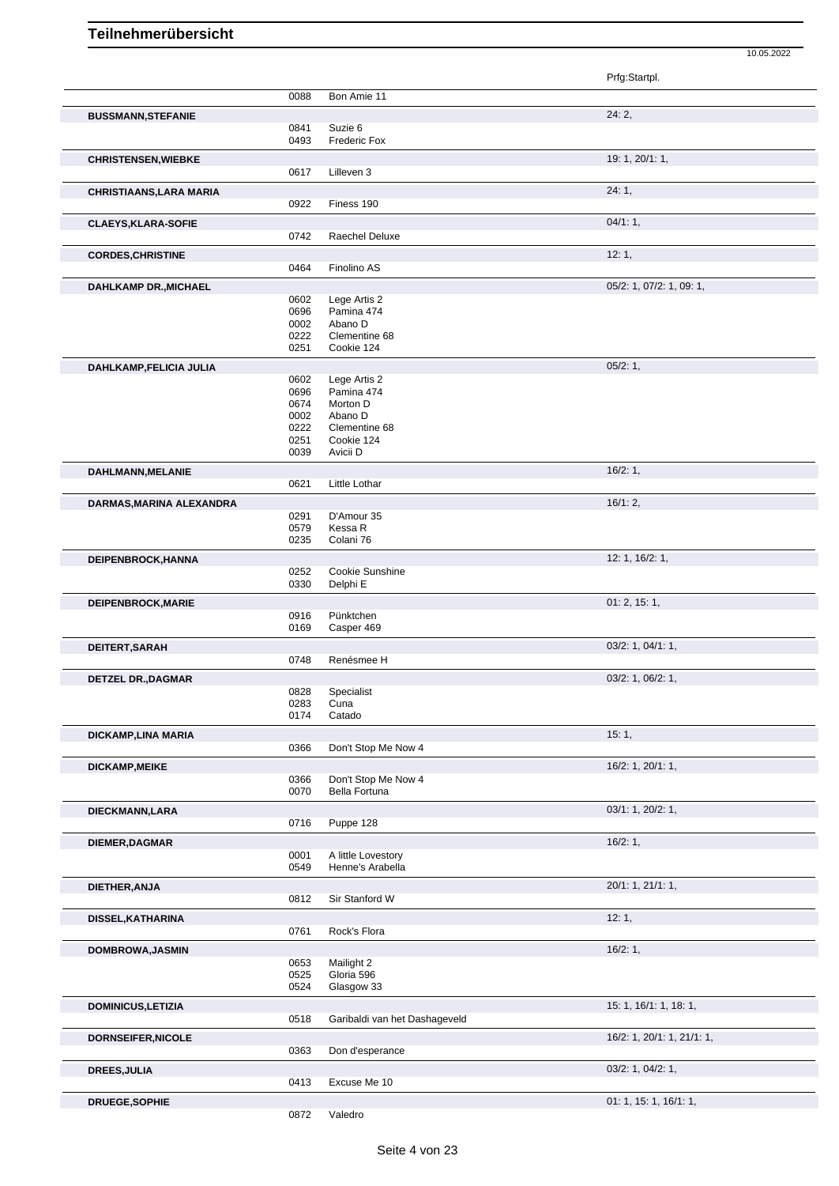# Teilnehmerübersicht

10.05.2022

| Name | Nr. | Pferd | Prfg:Startpl. |
|---|---|---|---|
| | 0088 | Bon Amie 11 | |
| **BUSSMANN,STEFANIE** | | | 24: 2, |
| | 0841 | Suzie 6 | |
| | 0493 | Frederic Fox | |
| **CHRISTENSEN,WIEBKE** | | | 19: 1, 20/1: 1, |
| | 0617 | Lilleven 3 | |
| **CHRISTIAANS,LARA MARIA** | | | 24: 1, |
| | 0922 | Finess 190 | |
| **CLAEYS,KLARA-SOFIE** | | | 04/1: 1, |
| | 0742 | Raechel Deluxe | |
| **CORDES,CHRISTINE** | | | 12: 1, |
| | 0464 | Finolino AS | |
| **DAHLKAMP DR.,MICHAEL** | | | 05/2: 1, 07/2: 1, 09: 1, |
| | 0602 | Lege Artis 2 | |
| | 0696 | Pamina 474 | |
| | 0002 | Abano D | |
| | 0222 | Clementine 68 | |
| | 0251 | Cookie 124 | |
| **DAHLKAMP,FELICIA JULIA** | | | 05/2: 1, |
| | 0602 | Lege Artis 2 | |
| | 0696 | Pamina 474 | |
| | 0674 | Morton D | |
| | 0002 | Abano D | |
| | 0222 | Clementine 68 | |
| | 0251 | Cookie 124 | |
| | 0039 | Avicii D | |
| **DAHLMANN,MELANIE** | | | 16/2: 1, |
| | 0621 | Little Lothar | |
| **DARMAS,MARINA ALEXANDRA** | | | 16/1: 2, |
| | 0291 | D'Amour 35 | |
| | 0579 | Kessa R | |
| | 0235 | Colani 76 | |
| **DEIPENBROCK,HANNA** | | | 12: 1, 16/2: 1, |
| | 0252 | Cookie Sunshine | |
| | 0330 | Delphi E | |
| **DEIPENBROCK,MARIE** | | | 01: 2, 15: 1, |
| | 0916 | Pünktchen | |
| | 0169 | Casper 469 | |
| **DEITERT,SARAH** | | | 03/2: 1, 04/1: 1, |
| | 0748 | Renésmee H | |
| **DETZEL DR.,DAGMAR** | | | 03/2: 1, 06/2: 1, |
| | 0828 | Specialist | |
| | 0283 | Cuna | |
| | 0174 | Catado | |
| **DICKAMP,LINA MARIA** | | | 15: 1, |
| | 0366 | Don't Stop Me Now 4 | |
| **DICKAMP,MEIKE** | | | 16/2: 1, 20/1: 1, |
| | 0366 | Don't Stop Me Now 4 | |
| | 0070 | Bella Fortuna | |
| **DIECKMANN,LARA** | | | 03/1: 1, 20/2: 1, |
| | 0716 | Puppe 128 | |
| **DIEMER,DAGMAR** | | | 16/2: 1, |
| | 0001 | A little Lovestory | |
| | 0549 | Henne's Arabella | |
| **DIETHER,ANJA** | | | 20/1: 1, 21/1: 1, |
| | 0812 | Sir Stanford W | |
| **DISSEL,KATHARINA** | | | 12: 1, |
| | 0761 | Rock's Flora | |
| **DOMBROWA,JASMIN** | | | 16/2: 1, |
| | 0653 | Mailight 2 | |
| | 0525 | Gloria 596 | |
| | 0524 | Glasgow 33 | |
| **DOMINICUS,LETIZIA** | | | 15: 1, 16/1: 1, 18: 1, |
| | 0518 | Garibaldi van het Dashageveld | |
| **DORNSEIFER,NICOLE** | | | 16/2: 1, 20/1: 1, 21/1: 1, |
| | 0363 | Don d'esperance | |
| **DREES,JULIA** | | | 03/2: 1, 04/2: 1, |
| | 0413 | Excuse Me 10 | |
| **DRUEGE,SOPHIE** | | | 01: 1, 15: 1, 16/1: 1, |
| | 0872 | Valedro | |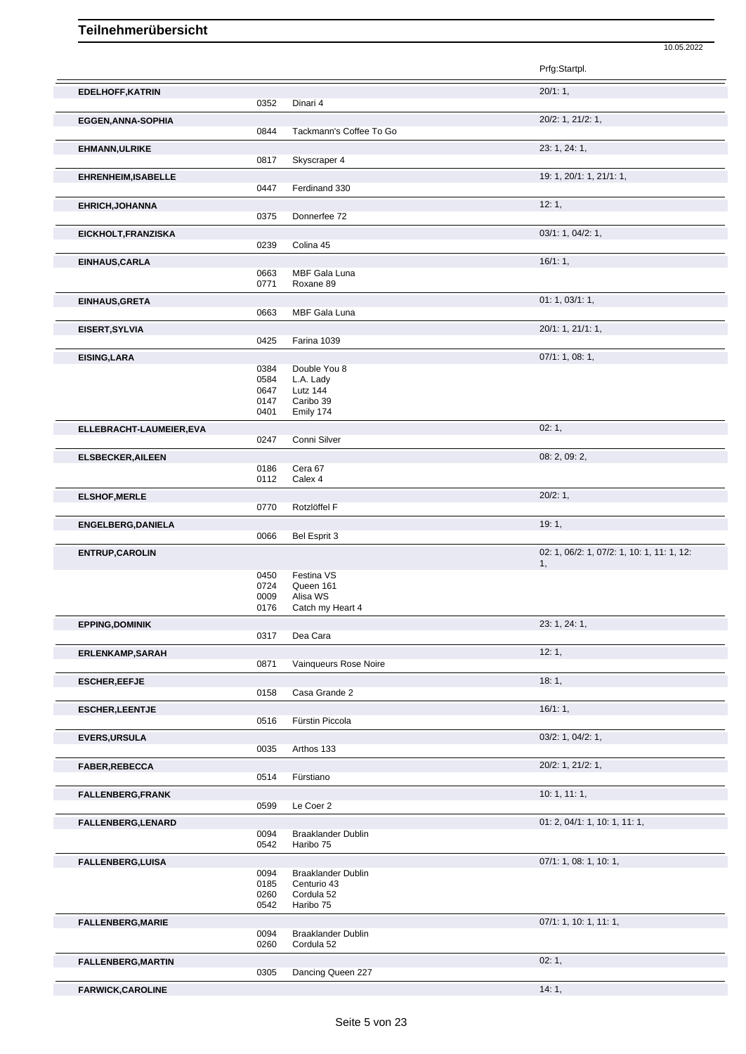# Teilnehmerübersicht

10.05.2022

| Name | Nr. | Pferd | Prfg:Startpl. |
|---|---|---|---|
| EDELHOFF,KATRIN | | | 20/1: 1, |
| | 0352 | Dinari 4 | |
| EGGEN,ANNA-SOPHIA | | | 20/2: 1, 21/2: 1, |
| | 0844 | Tackmann's Coffee To Go | |
| EHMANN,ULRIKE | | | 23: 1, 24: 1, |
| | 0817 | Skyscraper 4 | |
| EHRENHEIM,ISABELLE | | | 19: 1, 20/1: 1, 21/1: 1, |
| | 0447 | Ferdinand 330 | |
| EHRICH,JOHANNA | | | 12: 1, |
| | 0375 | Donnerfee 72 | |
| EICKHOLT,FRANZISKA | | | 03/1: 1, 04/2: 1, |
| | 0239 | Colina 45 | |
| EINHAUS,CARLA | | | 16/1: 1, |
| | 0663 | MBF Gala Luna | |
| | 0771 | Roxane 89 | |
| EINHAUS,GRETA | | | 01: 1, 03/1: 1, |
| | 0663 | MBF Gala Luna | |
| EISERT,SYLVIA | | | 20/1: 1, 21/1: 1, |
| | 0425 | Farina 1039 | |
| EISING,LARA | | | 07/1: 1, 08: 1, |
| | 0384 | Double You 8 | |
| | 0584 | L.A. Lady | |
| | 0647 | Lutz 144 | |
| | 0147 | Caribo 39 | |
| | 0401 | Emily 174 | |
| ELLEBRACHT-LAUMEIER,EVA | | | 02: 1, |
| | 0247 | Conni Silver | |
| ELSBECKER,AILEEN | | | 08: 2, 09: 2, |
| | 0186 | Cera 67 | |
| | 0112 | Calex 4 | |
| ELSHOF,MERLE | | | 20/2: 1, |
| | 0770 | Rotzlöffel F | |
| ENGELBERG,DANIELA | | | 19: 1, |
| | 0066 | Bel Esprit 3 | |
| ENTRUP,CAROLIN | | | 02: 1, 06/2: 1, 07/2: 1, 10: 1, 11: 1, 12: 1, |
| | 0450 | Festina VS | |
| | 0724 | Queen 161 | |
| | 0009 | Alisa WS | |
| | 0176 | Catch my Heart 4 | |
| EPPING,DOMINIK | | | 23: 1, 24: 1, |
| | 0317 | Dea Cara | |
| ERLENKAMP,SARAH | | | 12: 1, |
| | 0871 | Vainqueurs Rose Noire | |
| ESCHER,EEFJE | | | 18: 1, |
| | 0158 | Casa Grande 2 | |
| ESCHER,LEENTJE | | | 16/1: 1, |
| | 0516 | Fürstin Piccola | |
| EVERS,URSULA | | | 03/2: 1, 04/2: 1, |
| | 0035 | Arthos 133 | |
| FABER,REBECCA | | | 20/2: 1, 21/2: 1, |
| | 0514 | Fürstiano | |
| FALLENBERG,FRANK | | | 10: 1, 11: 1, |
| | 0599 | Le Coer 2 | |
| FALLENBERG,LENARD | | | 01: 2, 04/1: 1, 10: 1, 11: 1, |
| | 0094 | Braaklander Dublin | |
| | 0542 | Haribo 75 | |
| FALLENBERG,LUISA | | | 07/1: 1, 08: 1, 10: 1, |
| | 0094 | Braaklander Dublin | |
| | 0185 | Centurio 43 | |
| | 0260 | Cordula 52 | |
| | 0542 | Haribo 75 | |
| FALLENBERG,MARIE | | | 07/1: 1, 10: 1, 11: 1, |
| | 0094 | Braaklander Dublin | |
| | 0260 | Cordula 52 | |
| FALLENBERG,MARTIN | | | 02: 1, |
| | 0305 | Dancing Queen 227 | |
| FARWICK,CAROLINE | | | 14: 1, |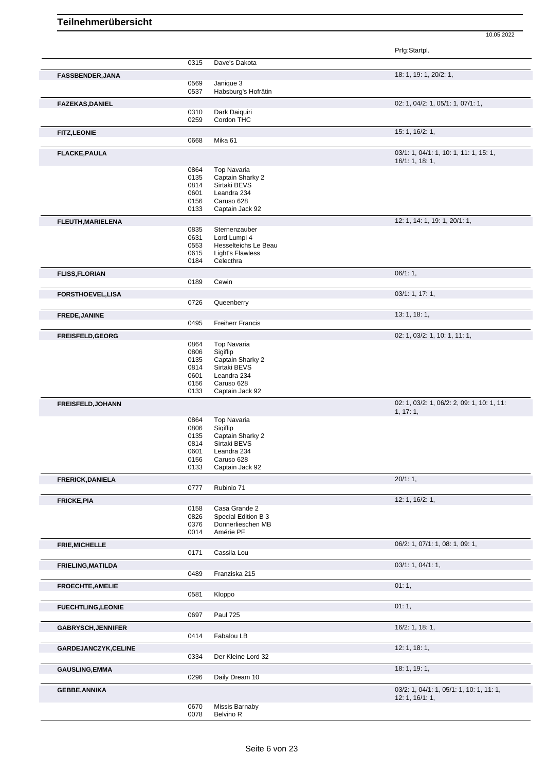# Teilnehmerübersicht

10.05.2022

| Name | Nr. | Pferd | Prfg:Startpl. |
|---|---|---|---|
| | 0315 | Dave's Dakota | |
| **FASSBENDER,JANA** | | | 18: 1, 19: 1, 20/2: 1, |
| | 0569 | Janique 3 | |
| | 0537 | Habsburg's Hofrätin | |
| **FAZEKAS,DANIEL** | | | 02: 1, 04/2: 1, 05/1: 1, 07/1: 1, |
| | 0310 | Dark Daiquiri | |
| | 0259 | Cordon THC | |
| **FITZ,LEONIE** | | | 15: 1, 16/2: 1, |
| | 0668 | Mika 61 | |
| **FLACKE,PAULA** | | | 03/1: 1, 04/1: 1, 10: 1, 11: 1, 15: 1, 16/1: 1, 18: 1, |
| | 0864 | Top Navaria | |
| | 0135 | Captain Sharky 2 | |
| | 0814 | Sirtaki BEVS | |
| | 0601 | Leandra 234 | |
| | 0156 | Caruso 628 | |
| | 0133 | Captain Jack 92 | |
| **FLEUTH,MARIELENA** | | | 12: 1, 14: 1, 19: 1, 20/1: 1, |
| | 0835 | Sternenzauber | |
| | 0631 | Lord Lumpi 4 | |
| | 0553 | Hesselteichs Le Beau | |
| | 0615 | Light's Flawless | |
| | 0184 | Celecthra | |
| **FLISS,FLORIAN** | | | 06/1: 1, |
| | 0189 | Cewin | |
| **FORSTHOEVEL,LISA** | | | 03/1: 1, 17: 1, |
| | 0726 | Queenberry | |
| **FREDE,JANINE** | | | 13: 1, 18: 1, |
| | 0495 | Freiherr Francis | |
| **FREISFELD,GEORG** | | | 02: 1, 03/2: 1, 10: 1, 11: 1, |
| | 0864 | Top Navaria | |
| | 0806 | Sigiflip | |
| | 0135 | Captain Sharky 2 | |
| | 0814 | Sirtaki BEVS | |
| | 0601 | Leandra 234 | |
| | 0156 | Caruso 628 | |
| | 0133 | Captain Jack 92 | |
| **FREISFELD,JOHANN** | | | 02: 1, 03/2: 1, 06/2: 2, 09: 1, 10: 1, 11: 1, 17: 1, |
| | 0864 | Top Navaria | |
| | 0806 | Sigiflip | |
| | 0135 | Captain Sharky 2 | |
| | 0814 | Sirtaki BEVS | |
| | 0601 | Leandra 234 | |
| | 0156 | Caruso 628 | |
| | 0133 | Captain Jack 92 | |
| **FRERICK,DANIELA** | | | 20/1: 1, |
| | 0777 | Rubinio 71 | |
| **FRICKE,PIA** | | | 12: 1, 16/2: 1, |
| | 0158 | Casa Grande 2 | |
| | 0826 | Special Edition B 3 | |
| | 0376 | Donnerlieschen MB | |
| | 0014 | Amérie PF | |
| **FRIE,MICHELLE** | | | 06/2: 1, 07/1: 1, 08: 1, 09: 1, |
| | 0171 | Cassila Lou | |
| **FRIELING,MATILDA** | | | 03/1: 1, 04/1: 1, |
| | 0489 | Franziska 215 | |
| **FROECHTE,AMELIE** | | | 01: 1, |
| | 0581 | Kloppo | |
| **FUECHTLING,LEONIE** | | | 01: 1, |
| | 0697 | Paul 725 | |
| **GABRYSCH,JENNIFER** | | | 16/2: 1, 18: 1, |
| | 0414 | Fabalou LB | |
| **GARDEJANCZYK,CELINE** | | | 12: 1, 18: 1, |
| | 0334 | Der Kleine Lord 32 | |
| **GAUSLING,EMMA** | | | 18: 1, 19: 1, |
| | 0296 | Daily Dream 10 | |
| **GEBBE,ANNIKA** | | | 03/2: 1, 04/1: 1, 05/1: 1, 10: 1, 11: 1, 12: 1, 16/1: 1, |
| | 0670 | Missis Barnaby | |
| | 0078 | Belvino R | |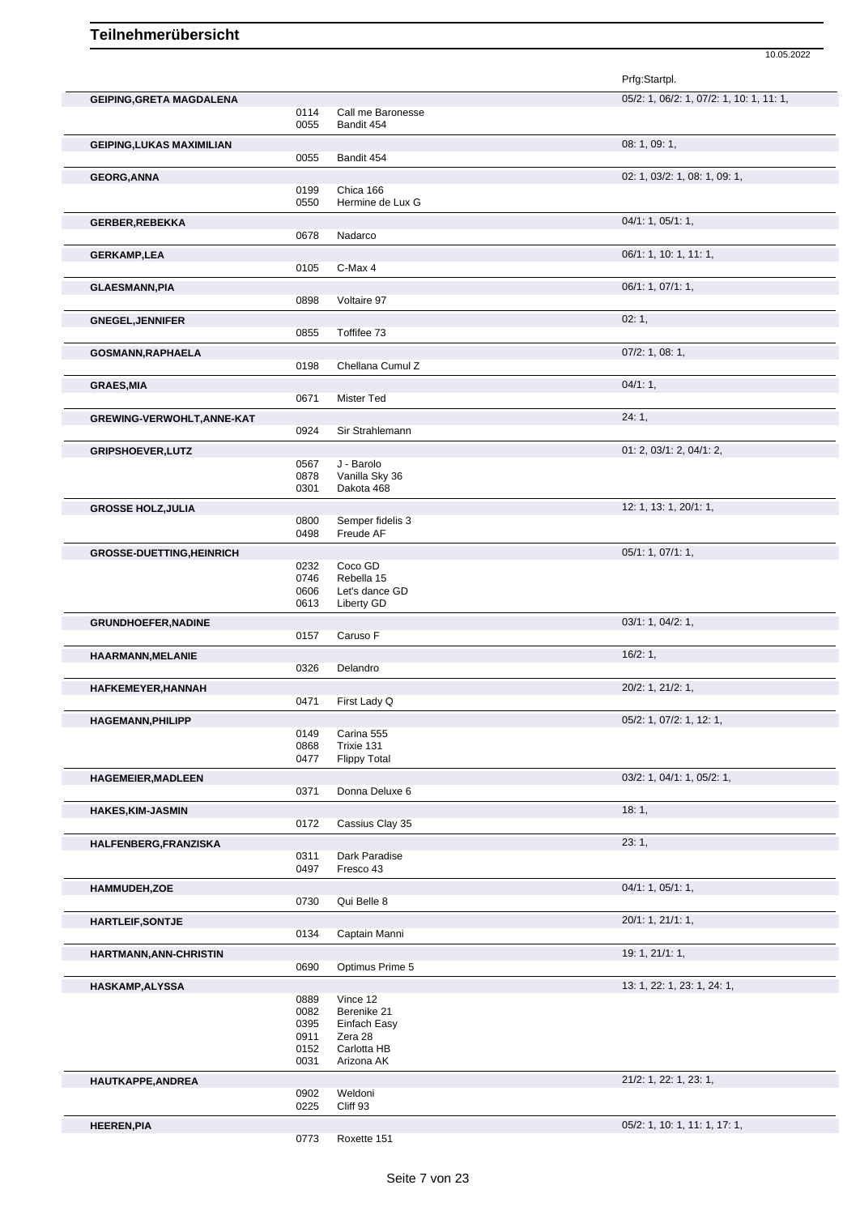# Teilnehmerübersicht

10.05.2022

| Teilnehmer | Nr. | Pferd | Prfg:Startpl. |
|---|---|---|---|
| **GEIPING,GRETA MAGDALENA** | | | 05/2: 1, 06/2: 1, 07/2: 1, 10: 1, 11: 1, |
| | 0114 | Call me Baronesse | |
| | 0055 | Bandit 454 | |
| **GEIPING,LUKAS MAXIMILIAN** | | | 08: 1, 09: 1, |
| | 0055 | Bandit 454 | |
| **GEORG,ANNA** | | | 02: 1, 03/2: 1, 08: 1, 09: 1, |
| | 0199 | Chica 166 | |
| | 0550 | Hermine de Lux G | |
| **GERBER,REBEKKA** | | | 04/1: 1, 05/1: 1, |
| | 0678 | Nadarco | |
| **GERKAMP,LEA** | | | 06/1: 1, 10: 1, 11: 1, |
| | 0105 | C-Max 4 | |
| **GLAESMANN,PIA** | | | 06/1: 1, 07/1: 1, |
| | 0898 | Voltaire 97 | |
| **GNEGEL,JENNIFER** | | | 02: 1, |
| | 0855 | Toffifee 73 | |
| **GOSMANN,RAPHAELA** | | | 07/2: 1, 08: 1, |
| | 0198 | Chellana Cumul Z | |
| **GRAES,MIA** | | | 04/1: 1, |
| | 0671 | Mister Ted | |
| **GREWING-VERWOHLT,ANNE-KAT** | | | 24: 1, |
| | 0924 | Sir Strahlemann | |
| **GRIPSHOEVER,LUTZ** | | | 01: 2, 03/1: 2, 04/1: 2, |
| | 0567 | J - Barolo | |
| | 0878 | Vanilla Sky 36 | |
| | 0301 | Dakota 468 | |
| **GROSSE HOLZ,JULIA** | | | 12: 1, 13: 1, 20/1: 1, |
| | 0800 | Semper fidelis 3 | |
| | 0498 | Freude AF | |
| **GROSSE-DUETTING,HEINRICH** | | | 05/1: 1, 07/1: 1, |
| | 0232 | Coco GD | |
| | 0746 | Rebella 15 | |
| | 0606 | Let's dance GD | |
| | 0613 | Liberty GD | |
| **GRUNDHOEFER,NADINE** | | | 03/1: 1, 04/2: 1, |
| | 0157 | Caruso F | |
| **HAARMANN,MELANIE** | | | 16/2: 1, |
| | 0326 | Delandro | |
| **HAFKEMEYER,HANNAH** | | | 20/2: 1, 21/2: 1, |
| | 0471 | First Lady Q | |
| **HAGEMANN,PHILIPP** | | | 05/2: 1, 07/2: 1, 12: 1, |
| | 0149 | Carina 555 | |
| | 0868 | Trixie 131 | |
| | 0477 | Flippy Total | |
| **HAGEMEIER,MADLEEN** | | | 03/2: 1, 04/1: 1, 05/2: 1, |
| | 0371 | Donna Deluxe 6 | |
| **HAKES,KIM-JASMIN** | | | 18: 1, |
| | 0172 | Cassius Clay 35 | |
| **HALFENBERG,FRANZISKA** | | | 23: 1, |
| | 0311 | Dark Paradise | |
| | 0497 | Fresco 43 | |
| **HAMMUDEH,ZOE** | | | 04/1: 1, 05/1: 1, |
| | 0730 | Qui Belle 8 | |
| **HARTLEIF,SONTJE** | | | 20/1: 1, 21/1: 1, |
| | 0134 | Captain Manni | |
| **HARTMANN,ANN-CHRISTIN** | | | 19: 1, 21/1: 1, |
| | 0690 | Optimus Prime 5 | |
| **HASKAMP,ALYSSA** | | | 13: 1, 22: 1, 23: 1, 24: 1, |
| | 0889 | Vince 12 | |
| | 0082 | Berenike 21 | |
| | 0395 | Einfach Easy | |
| | 0911 | Zera 28 | |
| | 0152 | Carlotta HB | |
| | 0031 | Arizona AK | |
| **HAUTKAPPE,ANDREA** | | | 21/2: 1, 22: 1, 23: 1, |
| | 0902 | Weldoni | |
| | 0225 | Cliff 93 | |
| **HEEREN,PIA** | | | 05/2: 1, 10: 1, 11: 1, 17: 1, |
| | 0773 | Roxette 151 | |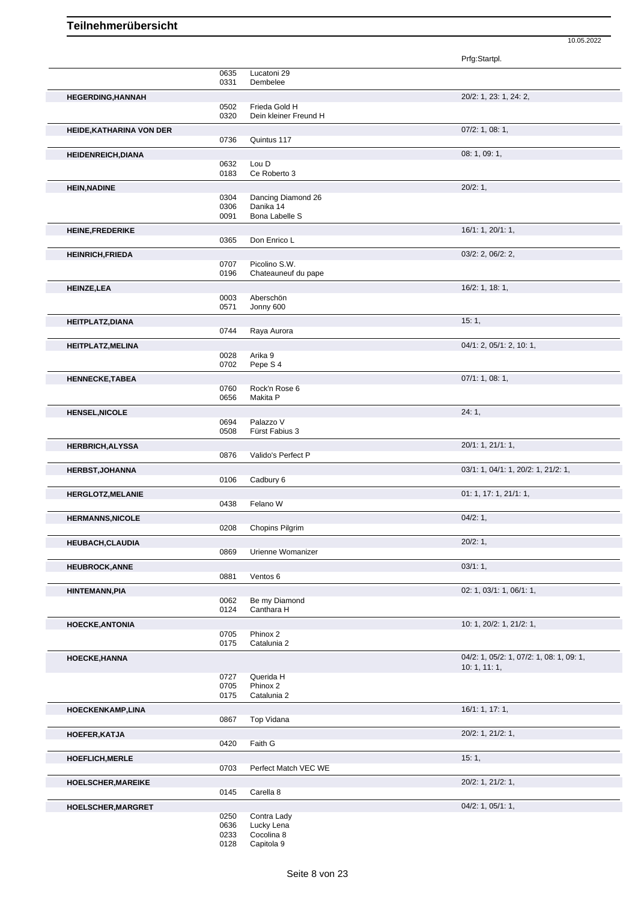# Teilnehmerübersicht

10.05.2022

| Name | Nr. | Pferd | Prfg:Startpl. |
|---|---|---|---|
| | 0635 | Lucatoni 29 | |
| | 0331 | Dembelee | |
| **HEGERDING,HANNAH** | | | 20/2: 1, 23: 1, 24: 2, |
| | 0502 | Frieda Gold H | |
| | 0320 | Dein kleiner Freund H | |
| **HEIDE,KATHARINA VON DER** | | | 07/2: 1, 08: 1, |
| | 0736 | Quintus 117 | |
| **HEIDENREICH,DIANA** | | | 08: 1, 09: 1, |
| | 0632 | Lou D | |
| | 0183 | Ce Roberto 3 | |
| **HEIN,NADINE** | | | 20/2: 1, |
| | 0304 | Dancing Diamond 26 | |
| | 0306 | Danika 14 | |
| | 0091 | Bona Labelle S | |
| **HEINE,FREDERIKE** | | | 16/1: 1, 20/1: 1, |
| | 0365 | Don Enrico L | |
| **HEINRICH,FRIEDA** | | | 03/2: 2, 06/2: 2, |
| | 0707 | Picolino S.W. | |
| | 0196 | Chateauneuf du pape | |
| **HEINZE,LEA** | | | 16/2: 1, 18: 1, |
| | 0003 | Aberschön | |
| | 0571 | Jonny 600 | |
| **HEITPLATZ,DIANA** | | | 15: 1, |
| | 0744 | Raya Aurora | |
| **HEITPLATZ,MELINA** | | | 04/1: 2, 05/1: 2, 10: 1, |
| | 0028 | Arika 9 | |
| | 0702 | Pepe S 4 | |
| **HENNECKE,TABEA** | | | 07/1: 1, 08: 1, |
| | 0760 | Rock'n Rose 6 | |
| | 0656 | Makita P | |
| **HENSEL,NICOLE** | | | 24: 1, |
| | 0694 | Palazzo V | |
| | 0508 | Fürst Fabius 3 | |
| **HERBRICH,ALYSSA** | | | 20/1: 1, 21/1: 1, |
| | 0876 | Valido's Perfect P | |
| **HERBST,JOHANNA** | | | 03/1: 1, 04/1: 1, 20/2: 1, 21/2: 1, |
| | 0106 | Cadbury 6 | |
| **HERGLOTZ,MELANIE** | | | 01: 1, 17: 1, 21/1: 1, |
| | 0438 | Felano W | |
| **HERMANNS,NICOLE** | | | 04/2: 1, |
| | 0208 | Chopins Pilgrim | |
| **HEUBACH,CLAUDIA** | | | 20/2: 1, |
| | 0869 | Urienne Womanizer | |
| **HEUBROCK,ANNE** | | | 03/1: 1, |
| | 0881 | Ventos 6 | |
| **HINTEMANN,PIA** | | | 02: 1, 03/1: 1, 06/1: 1, |
| | 0062 | Be my Diamond | |
| | 0124 | Canthara H | |
| **HOECKE,ANTONIA** | | | 10: 1, 20/2: 1, 21/2: 1, |
| | 0705 | Phinox 2 | |
| | 0175 | Catalunia 2 | |
| **HOECKE,HANNA** | | | 04/2: 1, 05/2: 1, 07/2: 1, 08: 1, 09: 1, 10: 1, 11: 1, |
| | 0727 | Querida H | |
| | 0705 | Phinox 2 | |
| | 0175 | Catalunia 2 | |
| **HOECKENKAMP,LINA** | | | 16/1: 1, 17: 1, |
| | 0867 | Top Vidana | |
| **HOEFER,KATJA** | | | 20/2: 1, 21/2: 1, |
| | 0420 | Faith G | |
| **HOEFLICH,MERLE** | | | 15: 1, |
| | 0703 | Perfect Match VEC WE | |
| **HOELSCHER,MAREIKE** | | | 20/2: 1, 21/2: 1, |
| | 0145 | Carella 8 | |
| **HOELSCHER,MARGRET** | | | 04/2: 1, 05/1: 1, |
| | 0250 | Contra Lady | |
| | 0636 | Lucky Lena | |
| | 0233 | Cocolina 8 | |
| | 0128 | Capitola 9 | |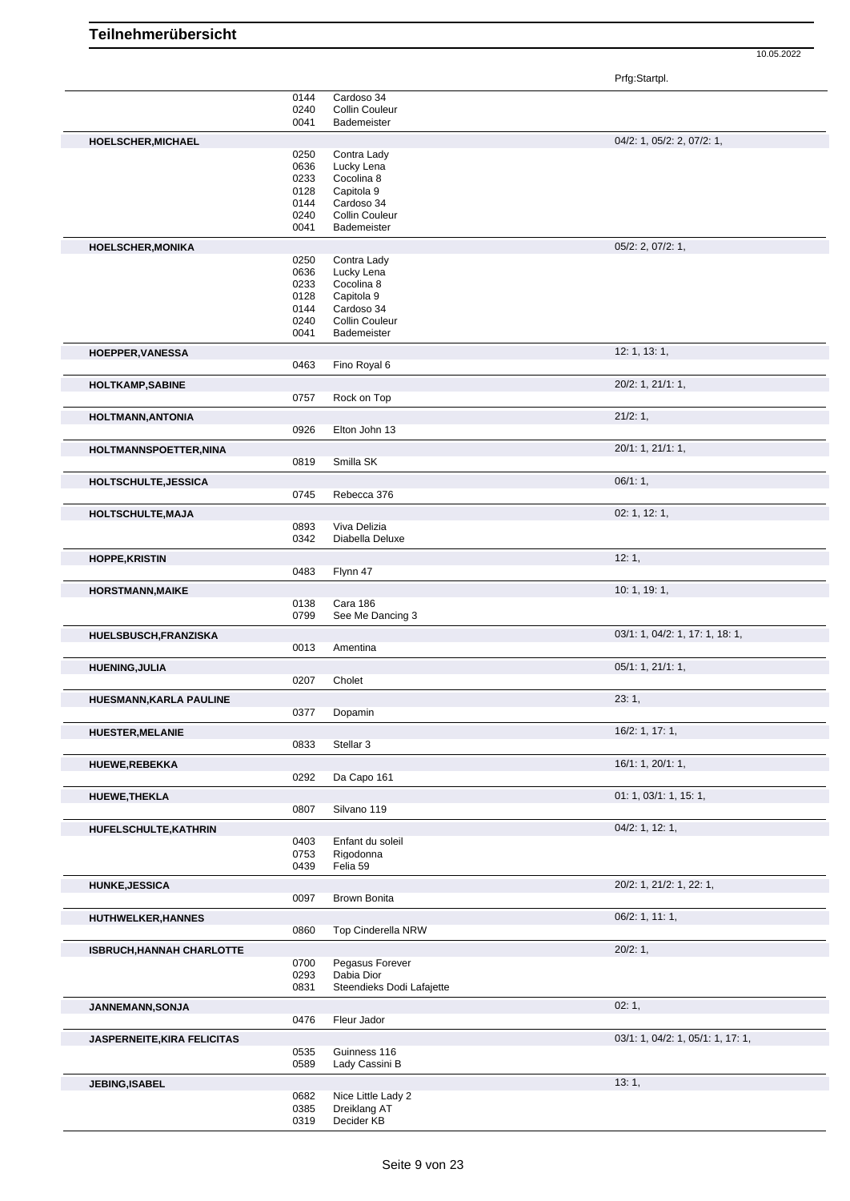# Teilnehmerübersicht

10.05.2022

| Name | Nr. | Pferd | Prfg:Startpl. |
|---|---|---|---|
| | 0144 | Cardoso 34 | |
| | 0240 | Collin Couleur | |
| | 0041 | Bademeister | |
| **HOELSCHER,MICHAEL** | | | 04/2: 1, 05/2: 2, 07/2: 1, |
| | 0250 | Contra Lady | |
| | 0636 | Lucky Lena | |
| | 0233 | Cocolina 8 | |
| | 0128 | Capitola 9 | |
| | 0144 | Cardoso 34 | |
| | 0240 | Collin Couleur | |
| | 0041 | Bademeister | |
| **HOELSCHER,MONIKA** | | | 05/2: 2, 07/2: 1, |
| | 0250 | Contra Lady | |
| | 0636 | Lucky Lena | |
| | 0233 | Cocolina 8 | |
| | 0128 | Capitola 9 | |
| | 0144 | Cardoso 34 | |
| | 0240 | Collin Couleur | |
| | 0041 | Bademeister | |
| **HOEPPER,VANESSA** | | | 12: 1, 13: 1, |
| | 0463 | Fino Royal 6 | |
| **HOLTKAMP,SABINE** | | | 20/2: 1, 21/1: 1, |
| | 0757 | Rock on Top | |
| **HOLTMANN,ANTONIA** | | | 21/2: 1, |
| | 0926 | Elton John 13 | |
| **HOLTMANNSPOETTER,NINA** | | | 20/1: 1, 21/1: 1, |
| | 0819 | Smilla SK | |
| **HOLTSCHULTE,JESSICA** | | | 06/1: 1, |
| | 0745 | Rebecca 376 | |
| **HOLTSCHULTE,MAJA** | | | 02: 1, 12: 1, |
| | 0893 | Viva Delizia | |
| | 0342 | Diabella Deluxe | |
| **HOPPE,KRISTIN** | | | 12: 1, |
| | 0483 | Flynn 47 | |
| **HORSTMANN,MAIKE** | | | 10: 1, 19: 1, |
| | 0138 | Cara 186 | |
| | 0799 | See Me Dancing 3 | |
| **HUELSBUSCH,FRANZISKA** | | | 03/1: 1, 04/2: 1, 17: 1, 18: 1, |
| | 0013 | Amentina | |
| **HUENING,JULIA** | | | 05/1: 1, 21/1: 1, |
| | 0207 | Cholet | |
| **HUESMANN,KARLA PAULINE** | | | 23: 1, |
| | 0377 | Dopamin | |
| **HUESTER,MELANIE** | | | 16/2: 1, 17: 1, |
| | 0833 | Stellar 3 | |
| **HUEWE,REBEKKA** | | | 16/1: 1, 20/1: 1, |
| | 0292 | Da Capo 161 | |
| **HUEWE,THEKLA** | | | 01: 1, 03/1: 1, 15: 1, |
| | 0807 | Silvano 119 | |
| **HUFELSCHULTE,KATHRIN** | | | 04/2: 1, 12: 1, |
| | 0403 | Enfant du soleil | |
| | 0753 | Rigodonna | |
| | 0439 | Felia 59 | |
| **HUNKE,JESSICA** | | | 20/2: 1, 21/2: 1, 22: 1, |
| | 0097 | Brown Bonita | |
| **HUTHWELKER,HANNES** | | | 06/2: 1, 11: 1, |
| | 0860 | Top Cinderella NRW | |
| **ISBRUCH,HANNAH CHARLOTTE** | | | 20/2: 1, |
| | 0700 | Pegasus Forever | |
| | 0293 | Dabia Dior | |
| | 0831 | Steendieks Dodi Lafajette | |
| **JANNEMANN,SONJA** | | | 02: 1, |
| | 0476 | Fleur Jador | |
| **JASPERNEITE,KIRA FELICITAS** | | | 03/1: 1, 04/2: 1, 05/1: 1, 17: 1, |
| | 0535 | Guinness 116 | |
| | 0589 | Lady Cassini B | |
| **JEBING,ISABEL** | | | 13: 1, |
| | 0682 | Nice Little Lady 2 | |
| | 0385 | Dreiklang AT | |
| | 0319 | Decider KB | |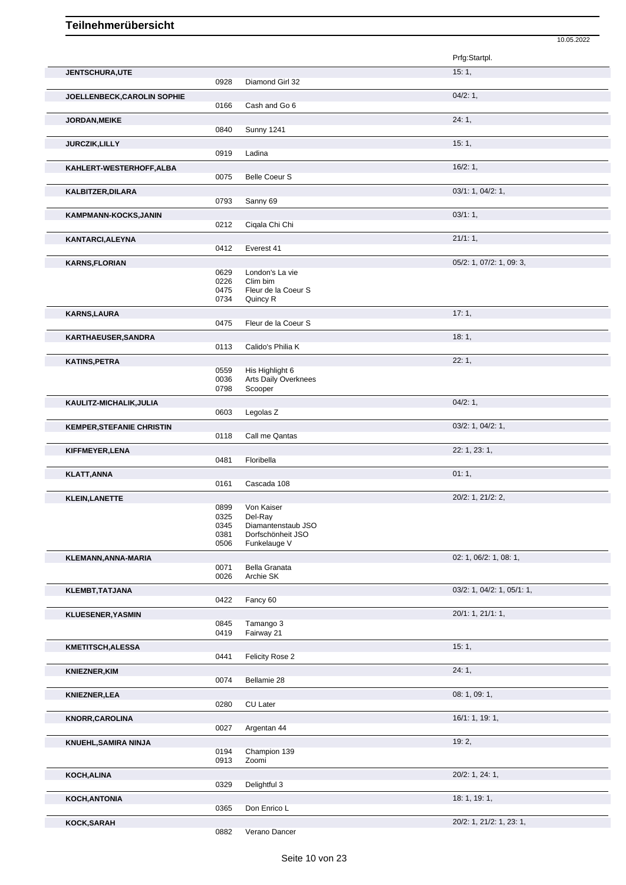# Teilnehmerübersicht

10.05.2022

| Name | Nr. | Pferd | Prfg:Startpl. |
|---|---|---|---|
| **JENTSCHURA,UTE** | | | 15: 1, |
| | 0928 | Diamond Girl 32 | |
| **JOELLENBECK,CAROLIN SOPHIE** | | | 04/2: 1, |
| | 0166 | Cash and Go 6 | |
| **JORDAN,MEIKE** | | | 24: 1, |
| | 0840 | Sunny 1241 | |
| **JURCZIK,LILLY** | | | 15: 1, |
| | 0919 | Ladina | |
| **KAHLERT-WESTERHOFF,ALBA** | | | 16/2: 1, |
| | 0075 | Belle Coeur S | |
| **KALBITZER,DILARA** | | | 03/1: 1, 04/2: 1, |
| | 0793 | Sanny 69 | |
| **KAMPMANN-KOCKS,JANIN** | | | 03/1: 1, |
| | 0212 | Ciqala Chi Chi | |
| **KANTARCI,ALEYNA** | | | 21/1: 1, |
| | 0412 | Everest 41 | |
| **KARNS,FLORIAN** | | | 05/2: 1, 07/2: 1, 09: 3, |
| | 0629 | London's La vie | |
| | 0226 | Clim bim | |
| | 0475 | Fleur de la Coeur S | |
| | 0734 | Quincy R | |
| **KARNS,LAURA** | | | 17: 1, |
| | 0475 | Fleur de la Coeur S | |
| **KARTHAEUSER,SANDRA** | | | 18: 1, |
| | 0113 | Calido's Philia K | |
| **KATINS,PETRA** | | | 22: 1, |
| | 0559 | His Highlight 6 | |
| | 0036 | Arts Daily Overknees | |
| | 0798 | Scooper | |
| **KAULITZ-MICHALIK,JULIA** | | | 04/2: 1, |
| | 0603 | Legolas Z | |
| **KEMPER,STEFANIE CHRISTIN** | | | 03/2: 1, 04/2: 1, |
| | 0118 | Call me Qantas | |
| **KIFFMEYER,LENA** | | | 22: 1, 23: 1, |
| | 0481 | Floribella | |
| **KLATT,ANNA** | | | 01: 1, |
| | 0161 | Cascada 108 | |
| **KLEIN,LANETTE** | | | 20/2: 1, 21/2: 2, |
| | 0899 | Von Kaiser | |
| | 0325 | Del-Ray | |
| | 0345 | Diamantenstaub JSO | |
| | 0381 | Dorfschönheit JSO | |
| | 0506 | Funkelauge V | |
| **KLEMANN,ANNA-MARIA** | | | 02: 1, 06/2: 1, 08: 1, |
| | 0071 | Bella Granata | |
| | 0026 | Archie SK | |
| **KLEMBT,TATJANA** | | | 03/2: 1, 04/2: 1, 05/1: 1, |
| | 0422 | Fancy 60 | |
| **KLUESENER,YASMIN** | | | 20/1: 1, 21/1: 1, |
| | 0845 | Tamango 3 | |
| | 0419 | Fairway 21 | |
| **KMETITSCH,ALESSA** | | | 15: 1, |
| | 0441 | Felicity Rose 2 | |
| **KNIEZNER,KIM** | | | 24: 1, |
| | 0074 | Bellamie 28 | |
| **KNIEZNER,LEA** | | | 08: 1, 09: 1, |
| | 0280 | CU Later | |
| **KNORR,CAROLINA** | | | 16/1: 1, 19: 1, |
| | 0027 | Argentan 44 | |
| **KNUEHL,SAMIRA NINJA** | | | 19: 2, |
| | 0194 | Champion 139 | |
| | 0913 | Zoomi | |
| **KOCH,ALINA** | | | 20/2: 1, 24: 1, |
| | 0329 | Delightful 3 | |
| **KOCH,ANTONIA** | | | 18: 1, 19: 1, |
| | 0365 | Don Enrico L | |
| **KOCK,SARAH** | | | 20/2: 1, 21/2: 1, 23: 1, |
| | 0882 | Verano Dancer | |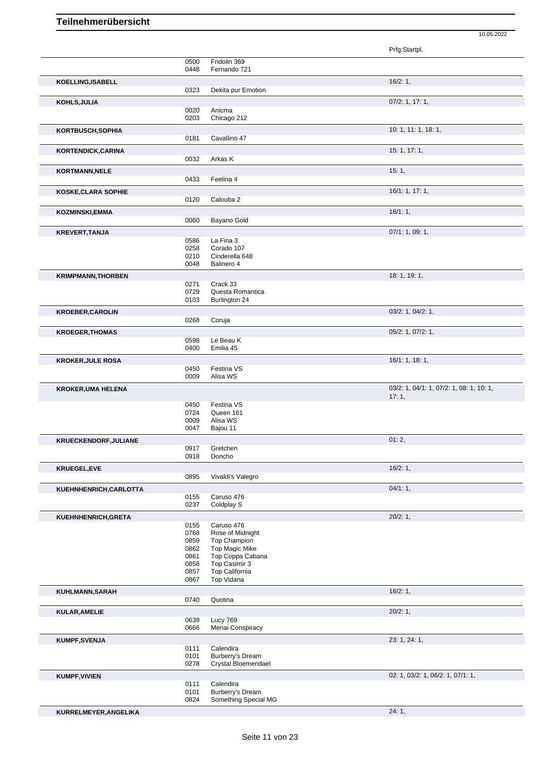# Teilnehmerübersicht

10.05.2022

| Teilnehmer | Nr. | Pferd | Prfg:Startpl. |
|---|---|---|---|
| | 0500 | Fridolin 369 | |
| | 0448 | Fernando 721 | |
| **KOELLING,ISABELL** | | | 16/2: 1, |
| | 0323 | Dekita pur Emotion | |
| **KOHLS,JULIA** | | | 07/2: 1, 17: 1, |
| | 0020 | Anicma | |
| | 0203 | Chicago 212 | |
| **KORTBUSCH,SOPHIA** | | | 10: 1, 11: 1, 18: 1, |
| | 0181 | Cavallino 47 | |
| **KORTENDICK,CARINA** | | | 15: 1, 17: 1, |
| | 0032 | Arkas K | |
| **KORTMANN,NELE** | | | 15: 1, |
| | 0433 | Feelina 4 | |
| **KOSKE,CLARA SOPHIE** | | | 16/1: 1, 17: 1, |
| | 0120 | Calouba 2 | |
| **KOZMINSKI,EMMA** | | | 16/1: 1, |
| | 0060 | Bayano Gold | |
| **KREVERT,TANJA** | | | 07/1: 1, 09: 1, |
| | 0586 | La Fina 3 | |
| | 0258 | Corado 107 | |
| | 0210 | Cinderella 648 | |
| | 0048 | Balinero 4 | |
| **KRIMPMANN,THORBEN** | | | 18: 1, 19: 1, |
| | 0271 | Crack 33 | |
| | 0729 | Questa Romantica | |
| | 0103 | Burlington 24 | |
| **KROEBER,CAROLIN** | | | 03/2: 1, 04/2: 1, |
| | 0268 | Coruja | |
| **KROEGER,THOMAS** | | | 05/2: 1, 07/2: 1, |
| | 0598 | Le Beau K | |
| | 0400 | Emilia 45 | |
| **KROKER,JULE ROSA** | | | 16/1: 1, 18: 1, |
| | 0450 | Festina VS | |
| | 0009 | Alisa WS | |
| **KROKER,UMA HELENA** | | | 03/2: 1, 04/1: 1, 07/2: 1, 08: 1, 10: 1, 17: 1, |
| | 0450 | Festina VS | |
| | 0724 | Queen 161 | |
| | 0009 | Alisa WS | |
| | 0047 | Bajou 11 | |
| **KRUECKENDORF,JULIANE** | | | 01: 2, |
| | 0917 | Gretchen | |
| | 0918 | Doncho | |
| **KRUEGEL,EVE** | | | 16/2: 1, |
| | 0895 | Vivaldi's Valegro | |
| **KUEHNHENRICH,CARLOTTA** | | | 04/1: 1, |
| | 0155 | Caruso 476 | |
| | 0237 | Coldplay S | |
| **KUEHNHENRICH,GRETA** | | | 20/2: 1, |
| | 0155 | Caruso 476 | |
| | 0768 | Rose of Midnight | |
| | 0859 | Top Champion | |
| | 0862 | Top Magic Mike | |
| | 0861 | Top Coppa Cabana | |
| | 0858 | Top Casimir 3 | |
| | 0857 | Top California | |
| | 0867 | Top Vidana | |
| **KUHLMANN,SARAH** | | | 16/2: 1, |
| | 0740 | Quotina | |
| **KULAR,AMELIE** | | | 20/2: 1, |
| | 0639 | Lucy 769 | |
| | 0666 | Menai Conspiracy | |
| **KUMPF,SVENJA** | | | 23: 1, 24: 1, |
| | 0111 | Calendira | |
| | 0101 | Burberry's Dream | |
| | 0278 | Crystal Bloemendael | |
| **KUMPF,VIVIEN** | | | 02: 1, 03/2: 1, 06/2: 1, 07/1: 1, |
| | 0111 | Calendira | |
| | 0101 | Burberry's Dream | |
| | 0824 | Something Special MG | |
| **KURRELMEYER,ANGELIKA** | | | 24: 1, |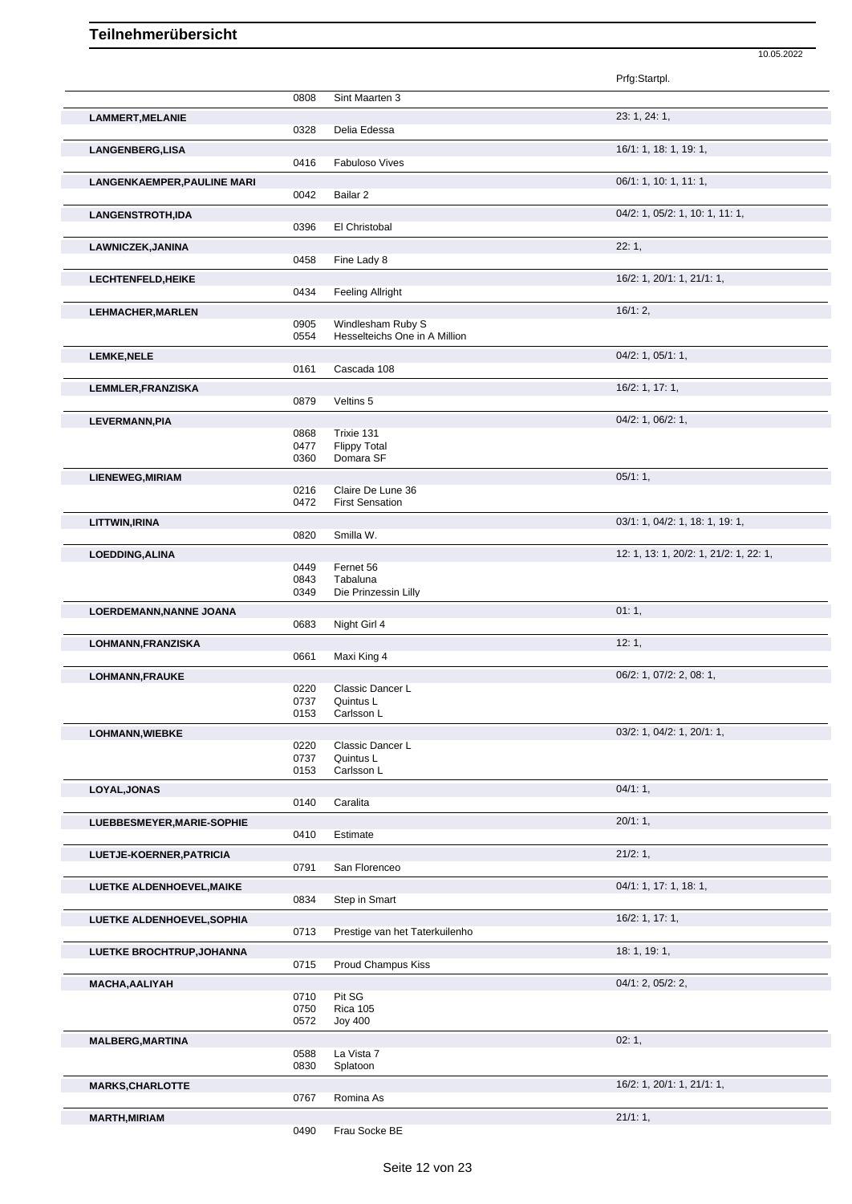# Teilnehmerübersicht

10.05.2022

| Name | Nr. | Pferd | Prfg:Startpl. |
|---|---|---|---|
| | 0808 | Sint Maarten 3 | |
| **LAMMERT,MELANIE** | | | 23: 1, 24: 1, |
| | 0328 | Delia Edessa | |
| **LANGENBERG,LISA** | | | 16/1: 1, 18: 1, 19: 1, |
| | 0416 | Fabuloso Vives | |
| **LANGENKAEMPER,PAULINE MARI** | | | 06/1: 1, 10: 1, 11: 1, |
| | 0042 | Bailar 2 | |
| **LANGENSTROTH,IDA** | | | 04/2: 1, 05/2: 1, 10: 1, 11: 1, |
| | 0396 | El Christobal | |
| **LAWNICZEK,JANINA** | | | 22: 1, |
| | 0458 | Fine Lady 8 | |
| **LECHTENFELD,HEIKE** | | | 16/2: 1, 20/1: 1, 21/1: 1, |
| | 0434 | Feeling Allright | |
| **LEHMACHER,MARLEN** | | | 16/1: 2, |
| | 0905 | Windlesham Ruby S | |
| | 0554 | Hesselteichs One in A Million | |
| **LEMKE,NELE** | | | 04/2: 1, 05/1: 1, |
| | 0161 | Cascada 108 | |
| **LEMMLER,FRANZISKA** | | | 16/2: 1, 17: 1, |
| | 0879 | Veltins 5 | |
| **LEVERMANN,PIA** | | | 04/2: 1, 06/2: 1, |
| | 0868 | Trixie 131 | |
| | 0477 | Flippy Total | |
| | 0360 | Domara SF | |
| **LIENEWEG,MIRIAM** | | | 05/1: 1, |
| | 0216 | Claire De Lune 36 | |
| | 0472 | First Sensation | |
| **LITTWIN,IRINA** | | | 03/1: 1, 04/2: 1, 18: 1, 19: 1, |
| | 0820 | Smilla W. | |
| **LOEDDING,ALINA** | | | 12: 1, 13: 1, 20/2: 1, 21/2: 1, 22: 1, |
| | 0449 | Fernet 56 | |
| | 0843 | Tabaluna | |
| | 0349 | Die Prinzessin Lilly | |
| **LOERDEMANN,NANNE JOANA** | | | 01: 1, |
| | 0683 | Night Girl 4 | |
| **LOHMANN,FRANZISKA** | | | 12: 1, |
| | 0661 | Maxi King 4 | |
| **LOHMANN,FRAUKE** | | | 06/2: 1, 07/2: 2, 08: 1, |
| | 0220 | Classic Dancer L | |
| | 0737 | Quintus L | |
| | 0153 | Carlsson L | |
| **LOHMANN,WIEBKE** | | | 03/2: 1, 04/2: 1, 20/1: 1, |
| | 0220 | Classic Dancer L | |
| | 0737 | Quintus L | |
| | 0153 | Carlsson L | |
| **LOYAL,JONAS** | | | 04/1: 1, |
| | 0140 | Caralita | |
| **LUEBBESMEYER,MARIE-SOPHIE** | | | 20/1: 1, |
| | 0410 | Estimate | |
| **LUETJE-KOERNER,PATRICIA** | | | 21/2: 1, |
| | 0791 | San Florenceo | |
| **LUETKE ALDENHOEVEL,MAIKE** | | | 04/1: 1, 17: 1, 18: 1, |
| | 0834 | Step in Smart | |
| **LUETKE ALDENHOEVEL,SOPHIA** | | | 16/2: 1, 17: 1, |
| | 0713 | Prestige van het Taterkuilenho | |
| **LUETKE BROCHTRUP,JOHANNA** | | | 18: 1, 19: 1, |
| | 0715 | Proud Champus Kiss | |
| **MACHA,AALIYAH** | | | 04/1: 2, 05/2: 2, |
| | 0710 | Pit SG | |
| | 0750 | Rica 105 | |
| | 0572 | Joy 400 | |
| **MALBERG,MARTINA** | | | 02: 1, |
| | 0588 | La Vista 7 | |
| | 0830 | Splatoon | |
| **MARKS,CHARLOTTE** | | | 16/2: 1, 20/1: 1, 21/1: 1, |
| | 0767 | Romina As | |
| **MARTH,MIRIAM** | | | 21/1: 1, |
| | 0490 | Frau Socke BE | |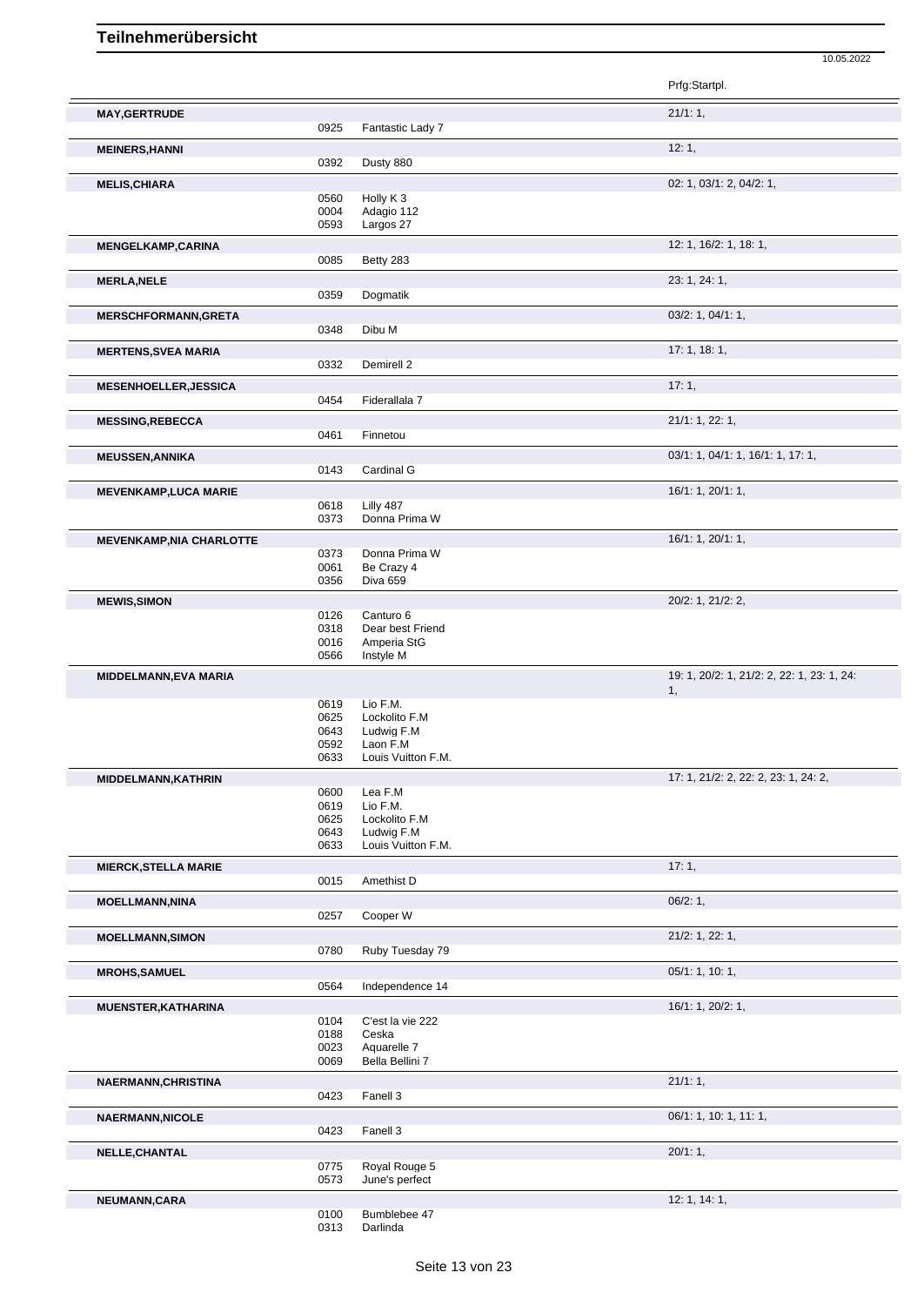# Teilnehmerübersicht

10.05.2022

| Name | Nr. | Pferd | Prfg:Startpl. |
|---|---|---|---|
| **MAY,GERTRUDE** | | | 21/1: 1, |
| | 0925 | Fantastic Lady 7 | |
| **MEINERS,HANNI** | | | 12: 1, |
| | 0392 | Dusty 880 | |
| **MELIS,CHIARA** | | | 02: 1, 03/1: 2, 04/2: 1, |
| | 0560 | Holly K 3 | |
| | 0004 | Adagio 112 | |
| | 0593 | Largos 27 | |
| **MENGELKAMP,CARINA** | | | 12: 1, 16/2: 1, 18: 1, |
| | 0085 | Betty 283 | |
| **MERLA,NELE** | | | 23: 1, 24: 1, |
| | 0359 | Dogmatik | |
| **MERSCHFORMANN,GRETA** | | | 03/2: 1, 04/1: 1, |
| | 0348 | Dibu M | |
| **MERTENS,SVEA MARIA** | | | 17: 1, 18: 1, |
| | 0332 | Demirell 2 | |
| **MESENHOELLER,JESSICA** | | | 17: 1, |
| | 0454 | Fiderallala 7 | |
| **MESSING,REBECCA** | | | 21/1: 1, 22: 1, |
| | 0461 | Finnetou | |
| **MEUSSEN,ANNIKA** | | | 03/1: 1, 04/1: 1, 16/1: 1, 17: 1, |
| | 0143 | Cardinal G | |
| **MEVENKAMP,LUCA MARIE** | | | 16/1: 1, 20/1: 1, |
| | 0618 | Lilly 487 | |
| | 0373 | Donna Prima W | |
| **MEVENKAMP,NIA CHARLOTTE** | | | 16/1: 1, 20/1: 1, |
| | 0373 | Donna Prima W | |
| | 0061 | Be Crazy 4 | |
| | 0356 | Diva 659 | |
| **MEWIS,SIMON** | | | 20/2: 1, 21/2: 2, |
| | 0126 | Canturo 6 | |
| | 0318 | Dear best Friend | |
| | 0016 | Amperia StG | |
| | 0566 | Instyle M | |
| **MIDDELMANN,EVA MARIA** | | | 19: 1, 20/2: 1, 21/2: 2, 22: 1, 23: 1, 24: 1, |
| | 0619 | Lio F.M. | |
| | 0625 | Lockolito F.M | |
| | 0643 | Ludwig F.M | |
| | 0592 | Laon F.M | |
| | 0633 | Louis Vuitton F.M. | |
| **MIDDELMANN,KATHRIN** | | | 17: 1, 21/2: 2, 22: 2, 23: 1, 24: 2, |
| | 0600 | Lea F.M | |
| | 0619 | Lio F.M. | |
| | 0625 | Lockolito F.M | |
| | 0643 | Ludwig F.M | |
| | 0633 | Louis Vuitton F.M. | |
| **MIERCK,STELLA MARIE** | | | 17: 1, |
| | 0015 | Amethist D | |
| **MOELLMANN,NINA** | | | 06/2: 1, |
| | 0257 | Cooper W | |
| **MOELLMANN,SIMON** | | | 21/2: 1, 22: 1, |
| | 0780 | Ruby Tuesday 79 | |
| **MROHS,SAMUEL** | | | 05/1: 1, 10: 1, |
| | 0564 | Independence 14 | |
| **MUENSTER,KATHARINA** | | | 16/1: 1, 20/2: 1, |
| | 0104 | C'est la vie 222 | |
| | 0188 | Ceska | |
| | 0023 | Aquarelle 7 | |
| | 0069 | Bella Bellini 7 | |
| **NAERMANN,CHRISTINA** | | | 21/1: 1, |
| | 0423 | Fanell 3 | |
| **NAERMANN,NICOLE** | | | 06/1: 1, 10: 1, 11: 1, |
| | 0423 | Fanell 3 | |
| **NELLE,CHANTAL** | | | 20/1: 1, |
| | 0775 | Royal Rouge 5 | |
| | 0573 | June's perfect | |
| **NEUMANN,CARA** | | | 12: 1, 14: 1, |
| | 0100 | Bumblebee 47 | |
| | 0313 | Darlinda | |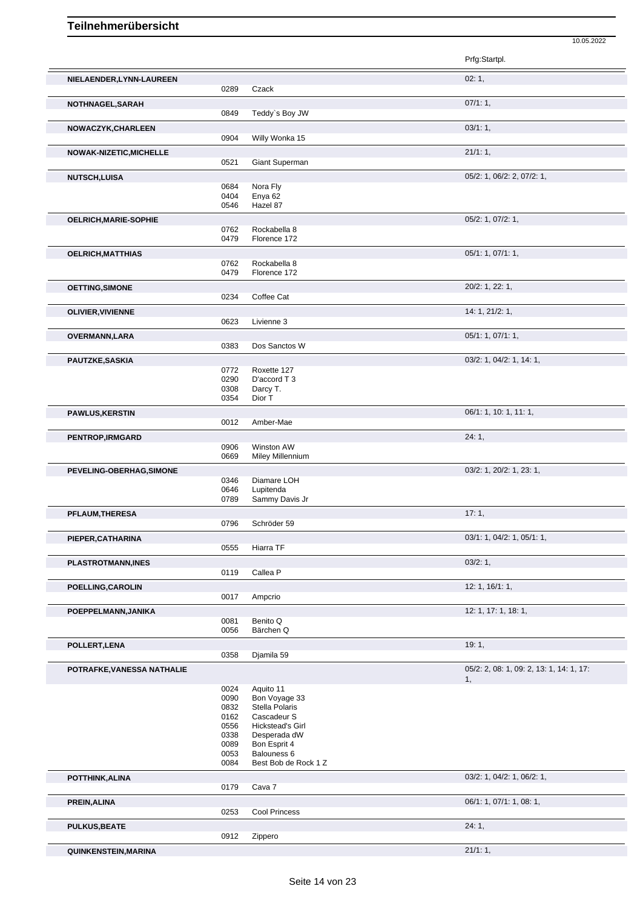# Teilnehmerübersicht

10.05.2022

| Teilnehmer | Nr. | Pferd | Prfg:Startpl. |
|---|---|---|---|
| NIELAENDER,LYNN-LAUREEN | | | 02: 1, |
| | 0289 | Czack | |
| NOTHNAGEL,SARAH | | | 07/1: 1, |
| | 0849 | Teddy`s Boy JW | |
| NOWACZYK,CHARLEEN | | | 03/1: 1, |
| | 0904 | Willy Wonka 15 | |
| NOWAK-NIZETIC,MICHELLE | | | 21/1: 1, |
| | 0521 | Giant Superman | |
| NUTSCH,LUISA | | | 05/2: 1, 06/2: 2, 07/2: 1, |
| | 0684 | Nora Fly | |
| | 0404 | Enya 62 | |
| | 0546 | Hazel 87 | |
| OELRICH,MARIE-SOPHIE | | | 05/2: 1, 07/2: 1, |
| | 0762 | Rockabella 8 | |
| | 0479 | Florence 172 | |
| OELRICH,MATTHIAS | | | 05/1: 1, 07/1: 1, |
| | 0762 | Rockabella 8 | |
| | 0479 | Florence 172 | |
| OETTING,SIMONE | | | 20/2: 1, 22: 1, |
| | 0234 | Coffee Cat | |
| OLIVIER,VIVIENNE | | | 14: 1, 21/2: 1, |
| | 0623 | Livienne 3 | |
| OVERMANN,LARA | | | 05/1: 1, 07/1: 1, |
| | 0383 | Dos Sanctos W | |
| PAUTZKE,SASKIA | | | 03/2: 1, 04/2: 1, 14: 1, |
| | 0772 | Roxette 127 | |
| | 0290 | D'accord T 3 | |
| | 0308 | Darcy T. | |
| | 0354 | Dior T | |
| PAWLUS,KERSTIN | | | 06/1: 1, 10: 1, 11: 1, |
| | 0012 | Amber-Mae | |
| PENTROP,IRMGARD | | | 24: 1, |
| | 0906 | Winston AW | |
| | 0669 | Miley Millennium | |
| PEVELING-OBERHAG,SIMONE | | | 03/2: 1, 20/2: 1, 23: 1, |
| | 0346 | Diamare LOH | |
| | 0646 | Lupitenda | |
| | 0789 | Sammy Davis Jr | |
| PFLAUM,THERESA | | | 17: 1, |
| | 0796 | Schröder 59 | |
| PIEPER,CATHARINA | | | 03/1: 1, 04/2: 1, 05/1: 1, |
| | 0555 | Hiarra TF | |
| PLASTROTMANN,INES | | | 03/2: 1, |
| | 0119 | Callea P | |
| POELLING,CAROLIN | | | 12: 1, 16/1: 1, |
| | 0017 | Ampcrio | |
| POEPPELMANN,JANIKA | | | 12: 1, 17: 1, 18: 1, |
| | 0081 | Benito Q | |
| | 0056 | Bärchen Q | |
| POLLERT,LENA | | | 19: 1, |
| | 0358 | Djamila 59 | |
| POTRAFKE,VANESSA NATHALIE | | | 05/2: 2, 08: 1, 09: 2, 13: 1, 14: 1, 17: 1, |
| | 0024 | Aquito 11 | |
| | 0090 | Bon Voyage 33 | |
| | 0832 | Stella Polaris | |
| | 0162 | Cascadeur S | |
| | 0556 | Hickstead's Girl | |
| | 0338 | Desperada dW | |
| | 0089 | Bon Esprit 4 | |
| | 0053 | Balouness 6 | |
| | 0084 | Best Bob de Rock 1 Z | |
| POTTHINK,ALINA | | | 03/2: 1, 04/2: 1, 06/2: 1, |
| | 0179 | Cava 7 | |
| PREIN,ALINA | | | 06/1: 1, 07/1: 1, 08: 1, |
| | 0253 | Cool Princess | |
| PULKUS,BEATE | | | 24: 1, |
| | 0912 | Zippero | |
| QUINKENSTEIN,MARINA | | | 21/1: 1, |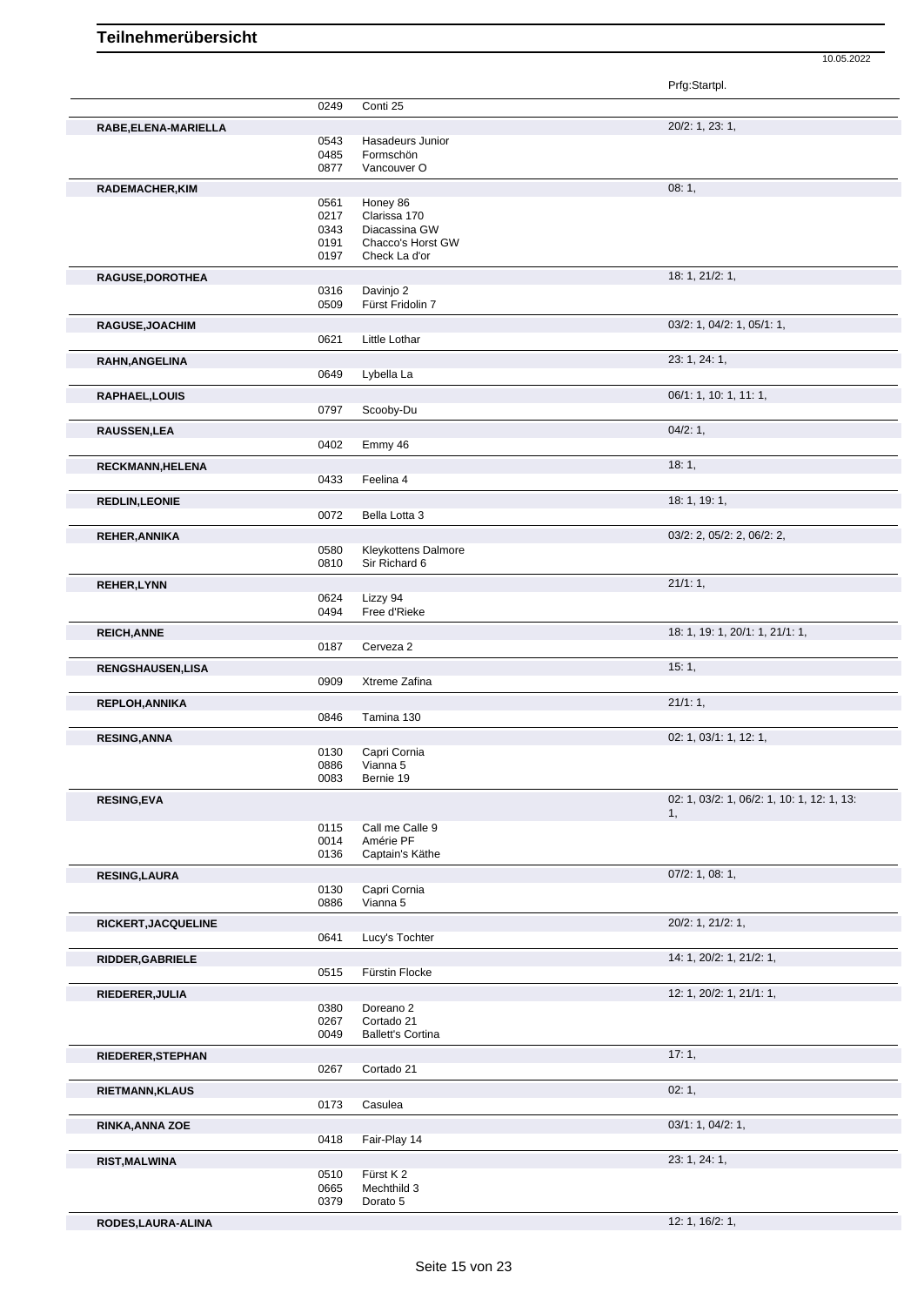# Teilnehmerübersicht

10.05.2022

| Name | Nr. | Pferd | Prfg:Startpl. |
|---|---|---|---|
| | 0249 | Conti 25 | |
| **RABE,ELENA-MARIELLA** | | | 20/2: 1, 23: 1, |
| | 0543 | Hasadeurs Junior | |
| | 0485 | Formschön | |
| | 0877 | Vancouver O | |
| **RADEMACHER,KIM** | | | 08: 1, |
| | 0561 | Honey 86 | |
| | 0217 | Clarissa 170 | |
| | 0343 | Diacassina GW | |
| | 0191 | Chacco's Horst GW | |
| | 0197 | Check La d'or | |
| **RAGUSE,DOROTHEA** | | | 18: 1, 21/2: 1, |
| | 0316 | Davinjo 2 | |
| | 0509 | Fürst Fridolin 7 | |
| **RAGUSE,JOACHIM** | | | 03/2: 1, 04/2: 1, 05/1: 1, |
| | 0621 | Little Lothar | |
| **RAHN,ANGELINA** | | | 23: 1, 24: 1, |
| | 0649 | Lybella La | |
| **RAPHAEL,LOUIS** | | | 06/1: 1, 10: 1, 11: 1, |
| | 0797 | Scooby-Du | |
| **RAUSSEN,LEA** | | | 04/2: 1, |
| | 0402 | Emmy 46 | |
| **RECKMANN,HELENA** | | | 18: 1, |
| | 0433 | Feelina 4 | |
| **REDLIN,LEONIE** | | | 18: 1, 19: 1, |
| | 0072 | Bella Lotta 3 | |
| **REHER,ANNIKA** | | | 03/2: 2, 05/2: 2, 06/2: 2, |
| | 0580 | Kleykottens Dalmore | |
| | 0810 | Sir Richard 6 | |
| **REHER,LYNN** | | | 21/1: 1, |
| | 0624 | Lizzy 94 | |
| | 0494 | Free d'Rieke | |
| **REICH,ANNE** | | | 18: 1, 19: 1, 20/1: 1, 21/1: 1, |
| | 0187 | Cerveza 2 | |
| **RENGSHAUSEN,LISA** | | | 15: 1, |
| | 0909 | Xtreme Zafina | |
| **REPLOH,ANNIKA** | | | 21/1: 1, |
| | 0846 | Tamina 130 | |
| **RESING,ANNA** | | | 02: 1, 03/1: 1, 12: 1, |
| | 0130 | Capri Cornia | |
| | 0886 | Vianna 5 | |
| | 0083 | Bernie 19 | |
| **RESING,EVA** | | | 02: 1, 03/2: 1, 06/2: 1, 10: 1, 12: 1, 13: 1, |
| | 0115 | Call me Calle 9 | |
| | 0014 | Amérie PF | |
| | 0136 | Captain's Käthe | |
| **RESING,LAURA** | | | 07/2: 1, 08: 1, |
| | 0130 | Capri Cornia | |
| | 0886 | Vianna 5 | |
| **RICKERT,JACQUELINE** | | | 20/2: 1, 21/2: 1, |
| | 0641 | Lucy's Tochter | |
| **RIDDER,GABRIELE** | | | 14: 1, 20/2: 1, 21/2: 1, |
| | 0515 | Fürstin Flocke | |
| **RIEDERER,JULIA** | | | 12: 1, 20/2: 1, 21/1: 1, |
| | 0380 | Doreano 2 | |
| | 0267 | Cortado 21 | |
| | 0049 | Ballett's Cortina | |
| **RIEDERER,STEPHAN** | | | 17: 1, |
| | 0267 | Cortado 21 | |
| **RIETMANN,KLAUS** | | | 02: 1, |
| | 0173 | Casulea | |
| **RINKA,ANNA ZOE** | | | 03/1: 1, 04/2: 1, |
| | 0418 | Fair-Play 14 | |
| **RIST,MALWINA** | | | 23: 1, 24: 1, |
| | 0510 | Fürst K 2 | |
| | 0665 | Mechthild 3 | |
| | 0379 | Dorato 5 | |
| **RODES,LAURA-ALINA** | | | 12: 1, 16/2: 1, |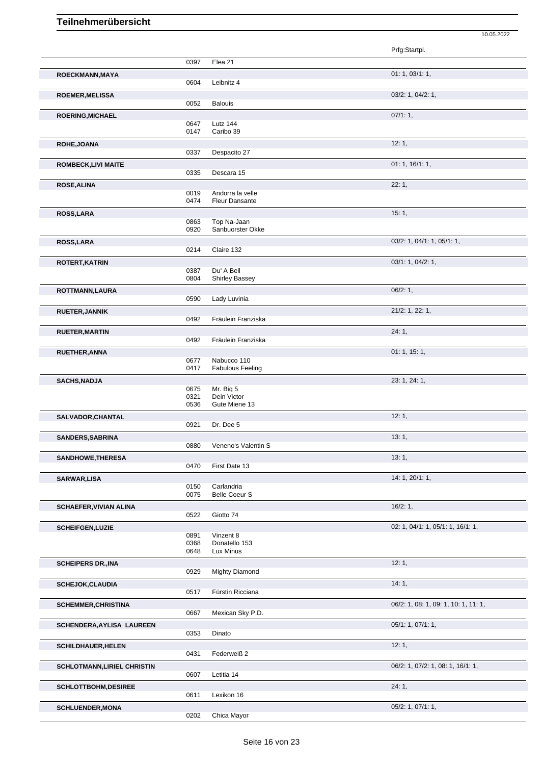# Teilnehmerübersicht

10.05.2022

| Name | Nr. | Pferd | Prfg:Startpl. |
|---|---|---|---|
| | 0397 | Elea 21 | |
| **ROECKMANN,MAYA** | | | 01: 1, 03/1: 1, |
| | 0604 | Leibnitz 4 | |
| **ROEMER,MELISSA** | | | 03/2: 1, 04/2: 1, |
| | 0052 | Balouis | |
| **ROERING,MICHAEL** | | | 07/1: 1, |
| | 0647 | Lutz 144 | |
| | 0147 | Caribo 39 | |
| **ROHE,JOANA** | | | 12: 1, |
| | 0337 | Despacito 27 | |
| **ROMBECK,LIVI MAITE** | | | 01: 1, 16/1: 1, |
| | 0335 | Descara 15 | |
| **ROSE,ALINA** | | | 22: 1, |
| | 0019 | Andorra la velle | |
| | 0474 | Fleur Dansante | |
| **ROSS,LARA** | | | 15: 1, |
| | 0863 | Top Na-Jaan | |
| | 0920 | Sanbuorster Okke | |
| **ROSS,LARA** | | | 03/2: 1, 04/1: 1, 05/1: 1, |
| | 0214 | Claire 132 | |
| **ROTERT,KATRIN** | | | 03/1: 1, 04/2: 1, |
| | 0387 | Du' A Bell | |
| | 0804 | Shirley Bassey | |
| **ROTTMANN,LAURA** | | | 06/2: 1, |
| | 0590 | Lady Luvinia | |
| **RUETER,JANNIK** | | | 21/2: 1, 22: 1, |
| | 0492 | Fräulein Franziska | |
| **RUETER,MARTIN** | | | 24: 1, |
| | 0492 | Fräulein Franziska | |
| **RUETHER,ANNA** | | | 01: 1, 15: 1, |
| | 0677 | Nabucco 110 | |
| | 0417 | Fabulous Feeling | |
| **SACHS,NADJA** | | | 23: 1, 24: 1, |
| | 0675 | Mr. Big 5 | |
| | 0321 | Dein Victor | |
| | 0536 | Gute Miene 13 | |
| **SALVADOR,CHANTAL** | | | 12: 1, |
| | 0921 | Dr. Dee 5 | |
| **SANDERS,SABRINA** | | | 13: 1, |
| | 0880 | Veneno's Valentin S | |
| **SANDHOWE,THERESA** | | | 13: 1, |
| | 0470 | First Date 13 | |
| **SARWAR,LISA** | | | 14: 1, 20/1: 1, |
| | 0150 | Carlandria | |
| | 0075 | Belle Coeur S | |
| **SCHAEFER,VIVIAN ALINA** | | | 16/2: 1, |
| | 0522 | Giotto 74 | |
| **SCHEIFGEN,LUZIE** | | | 02: 1, 04/1: 1, 05/1: 1, 16/1: 1, |
| | 0891 | Vinzent 8 | |
| | 0368 | Donatello 153 | |
| | 0648 | Lux Minus | |
| **SCHEIPERS DR.,INA** | | | 12: 1, |
| | 0929 | Mighty Diamond | |
| **SCHEJOK,CLAUDIA** | | | 14: 1, |
| | 0517 | Fürstin Ricciana | |
| **SCHEMMER,CHRISTINA** | | | 06/2: 1, 08: 1, 09: 1, 10: 1, 11: 1, |
| | 0667 | Mexican Sky P.D. | |
| **SCHENDERA,AYLISA LAUREEN** | | | 05/1: 1, 07/1: 1, |
| | 0353 | Dinato | |
| **SCHILDHAUER,HELEN** | | | 12: 1, |
| | 0431 | Federweiß 2 | |
| **SCHLOTMANN,LIRIEL CHRISTIN** | | | 06/2: 1, 07/2: 1, 08: 1, 16/1: 1, |
| | 0607 | Letitia 14 | |
| **SCHLOTTBOHM,DESIREE** | | | 24: 1, |
| | 0611 | Lexikon 16 | |
| **SCHLUENDER,MONA** | | | 05/2: 1, 07/1: 1, |
| | 0202 | Chica Mayor | |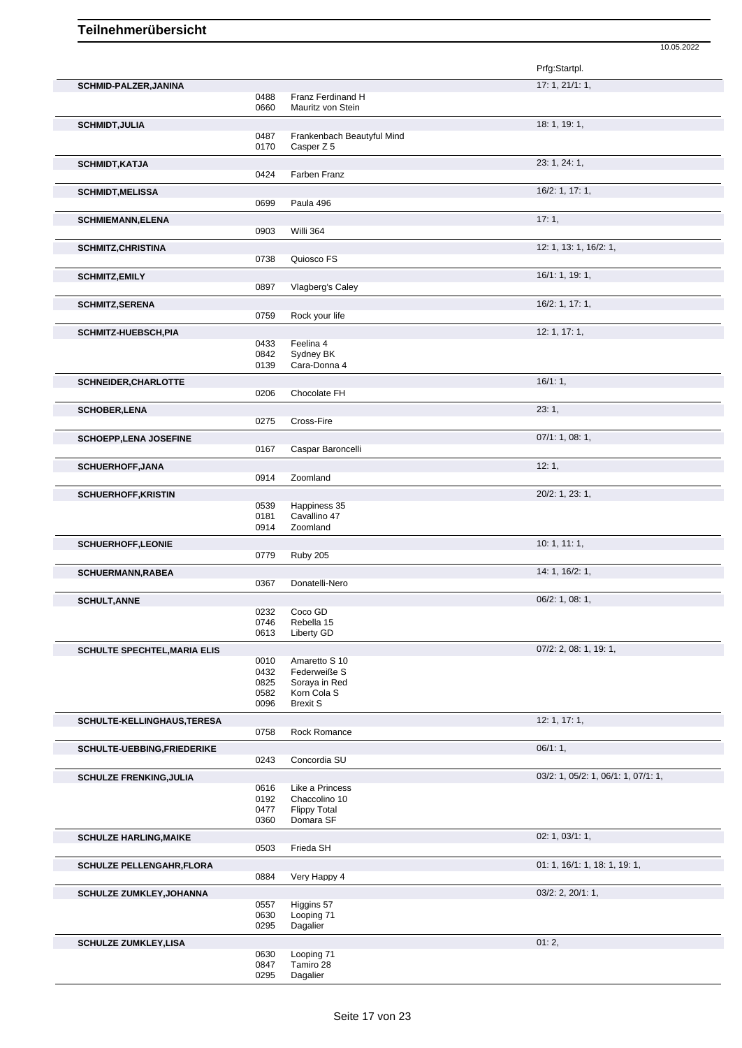# Teilnehmerübersicht

10.05.2022

| | | | Prfg:Startpl. |
|---|---|---|---|
| **SCHMID-PALZER,JANINA** | | | 17: 1, 21/1: 1, |
| | 0488 | Franz Ferdinand H | |
| | 0660 | Mauritz von Stein | |
| **SCHMIDT,JULIA** | | | 18: 1, 19: 1, |
| | 0487 | Frankenbach Beautyful Mind | |
| | 0170 | Casper Z 5 | |
| **SCHMIDT,KATJA** | | | 23: 1, 24: 1, |
| | 0424 | Farben Franz | |
| **SCHMIDT,MELISSA** | | | 16/2: 1, 17: 1, |
| | 0699 | Paula 496 | |
| **SCHMIEMANN,ELENA** | | | 17: 1, |
| | 0903 | Willi 364 | |
| **SCHMITZ,CHRISTINA** | | | 12: 1, 13: 1, 16/2: 1, |
| | 0738 | Quiosco FS | |
| **SCHMITZ,EMILY** | | | 16/1: 1, 19: 1, |
| | 0897 | Vlagberg's Caley | |
| **SCHMITZ,SERENA** | | | 16/2: 1, 17: 1, |
| | 0759 | Rock your life | |
| **SCHMITZ-HUEBSCH,PIA** | | | 12: 1, 17: 1, |
| | 0433 | Feelina 4 | |
| | 0842 | Sydney BK | |
| | 0139 | Cara-Donna 4 | |
| **SCHNEIDER,CHARLOTTE** | | | 16/1: 1, |
| | 0206 | Chocolate FH | |
| **SCHOBER,LENA** | | | 23: 1, |
| | 0275 | Cross-Fire | |
| **SCHOEPP,LENA JOSEFINE** | | | 07/1: 1, 08: 1, |
| | 0167 | Caspar Baroncelli | |
| **SCHUERHOFF,JANA** | | | 12: 1, |
| | 0914 | Zoomland | |
| **SCHUERHOFF,KRISTIN** | | | 20/2: 1, 23: 1, |
| | 0539 | Happiness 35 | |
| | 0181 | Cavallino 47 | |
| | 0914 | Zoomland | |
| **SCHUERHOFF,LEONIE** | | | 10: 1, 11: 1, |
| | 0779 | Ruby 205 | |
| **SCHUERMANN,RABEA** | | | 14: 1, 16/2: 1, |
| | 0367 | Donatelli-Nero | |
| **SCHULT,ANNE** | | | 06/2: 1, 08: 1, |
| | 0232 | Coco GD | |
| | 0746 | Rebella 15 | |
| | 0613 | Liberty GD | |
| **SCHULTE SPECHTEL,MARIA ELIS** | | | 07/2: 2, 08: 1, 19: 1, |
| | 0010 | Amaretto S 10 | |
| | 0432 | Federweiße S | |
| | 0825 | Soraya in Red | |
| | 0582 | Korn Cola S | |
| | 0096 | Brexit S | |
| **SCHULTE-KELLINGHAUS,TERESA** | | | 12: 1, 17: 1, |
| | 0758 | Rock Romance | |
| **SCHULTE-UEBBING,FRIEDERIKE** | | | 06/1: 1, |
| | 0243 | Concordia SU | |
| **SCHULZE FRENKING,JULIA** | | | 03/2: 1, 05/2: 1, 06/1: 1, 07/1: 1, |
| | 0616 | Like a Princess | |
| | 0192 | Chaccolino 10 | |
| | 0477 | Flippy Total | |
| | 0360 | Domara SF | |
| **SCHULZE HARLING,MAIKE** | | | 02: 1, 03/1: 1, |
| | 0503 | Frieda SH | |
| **SCHULZE PELLENGAHR,FLORA** | | | 01: 1, 16/1: 1, 18: 1, 19: 1, |
| | 0884 | Very Happy 4 | |
| **SCHULZE ZUMKLEY,JOHANNA** | | | 03/2: 2, 20/1: 1, |
| | 0557 | Higgins 57 | |
| | 0630 | Looping 71 | |
| | 0295 | Dagalier | |
| **SCHULZE ZUMKLEY,LISA** | | | 01: 2, |
| | 0630 | Looping 71 | |
| | 0847 | Tamiro 28 | |
| | 0295 | Dagalier | |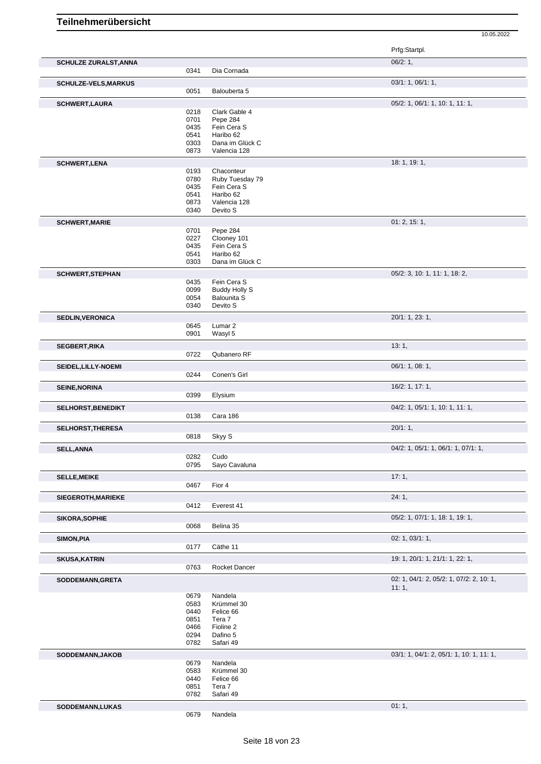# Teilnehmerübersicht

10.05.2022

| Name | Nr. | Pferd | Prfg:Startpl. |
|---|---|---|---|
| **SCHULZE ZURALST,ANNA** | | | 06/2: 1, |
| | 0341 | Dia Cornada | |
| **SCHULZE-VELS,MARKUS** | | | 03/1: 1, 06/1: 1, |
| | 0051 | Balouberta 5 | |
| **SCHWERT,LAURA** | | | 05/2: 1, 06/1: 1, 10: 1, 11: 1, |
| | 0218 | Clark Gable 4 | |
| | 0701 | Pepe 284 | |
| | 0435 | Fein Cera S | |
| | 0541 | Haribo 62 | |
| | 0303 | Dana im Glück C | |
| | 0873 | Valencia 128 | |
| **SCHWERT,LENA** | | | 18: 1, 19: 1, |
| | 0193 | Chaconteur | |
| | 0780 | Ruby Tuesday 79 | |
| | 0435 | Fein Cera S | |
| | 0541 | Haribo 62 | |
| | 0873 | Valencia 128 | |
| | 0340 | Devito S | |
| **SCHWERT,MARIE** | | | 01: 2, 15: 1, |
| | 0701 | Pepe 284 | |
| | 0227 | Clooney 101 | |
| | 0435 | Fein Cera S | |
| | 0541 | Haribo 62 | |
| | 0303 | Dana im Glück C | |
| **SCHWERT,STEPHAN** | | | 05/2: 3, 10: 1, 11: 1, 18: 2, |
| | 0435 | Fein Cera S | |
| | 0099 | Buddy Holly S | |
| | 0054 | Balounita S | |
| | 0340 | Devito S | |
| **SEDLIN,VERONICA** | | | 20/1: 1, 23: 1, |
| | 0645 | Lumar 2 | |
| | 0901 | Wasyl 5 | |
| **SEGBERT,RIKA** | | | 13: 1, |
| | 0722 | Qubanero RF | |
| **SEIDEL,LILLY-NOEMI** | | | 06/1: 1, 08: 1, |
| | 0244 | Conen's Girl | |
| **SEINE,NORINA** | | | 16/2: 1, 17: 1, |
| | 0399 | Elysium | |
| **SELHORST,BENEDIKT** | | | 04/2: 1, 05/1: 1, 10: 1, 11: 1, |
| | 0138 | Cara 186 | |
| **SELHORST,THERESA** | | | 20/1: 1, |
| | 0818 | Skyy S | |
| **SELL,ANNA** | | | 04/2: 1, 05/1: 1, 06/1: 1, 07/1: 1, |
| | 0282 | Cudo | |
| | 0795 | Sayo Cavaluna | |
| **SELLE,MEIKE** | | | 17: 1, |
| | 0467 | Fior 4 | |
| **SIEGEROTH,MARIEKE** | | | 24: 1, |
| | 0412 | Everest 41 | |
| **SIKORA,SOPHIE** | | | 05/2: 1, 07/1: 1, 18: 1, 19: 1, |
| | 0068 | Belina 35 | |
| **SIMON,PIA** | | | 02: 1, 03/1: 1, |
| | 0177 | Cäthe 11 | |
| **SKUSA,KATRIN** | | | 19: 1, 20/1: 1, 21/1: 1, 22: 1, |
| | 0763 | Rocket Dancer | |
| **SODDEMANN,GRETA** | | | 02: 1, 04/1: 2, 05/2: 1, 07/2: 2, 10: 1, 11: 1, |
| | 0679 | Nandela | |
| | 0583 | Krümmel 30 | |
| | 0440 | Felice 66 | |
| | 0851 | Tera 7 | |
| | 0466 | Fioline 2 | |
| | 0294 | Dafino 5 | |
| | 0782 | Safari 49 | |
| **SODDEMANN,JAKOB** | | | 03/1: 1, 04/1: 2, 05/1: 1, 10: 1, 11: 1, |
| | 0679 | Nandela | |
| | 0583 | Krümmel 30 | |
| | 0440 | Felice 66 | |
| | 0851 | Tera 7 | |
| | 0782 | Safari 49 | |
| **SODDEMANN,LUKAS** | | | 01: 1, |
| | 0679 | Nandela | |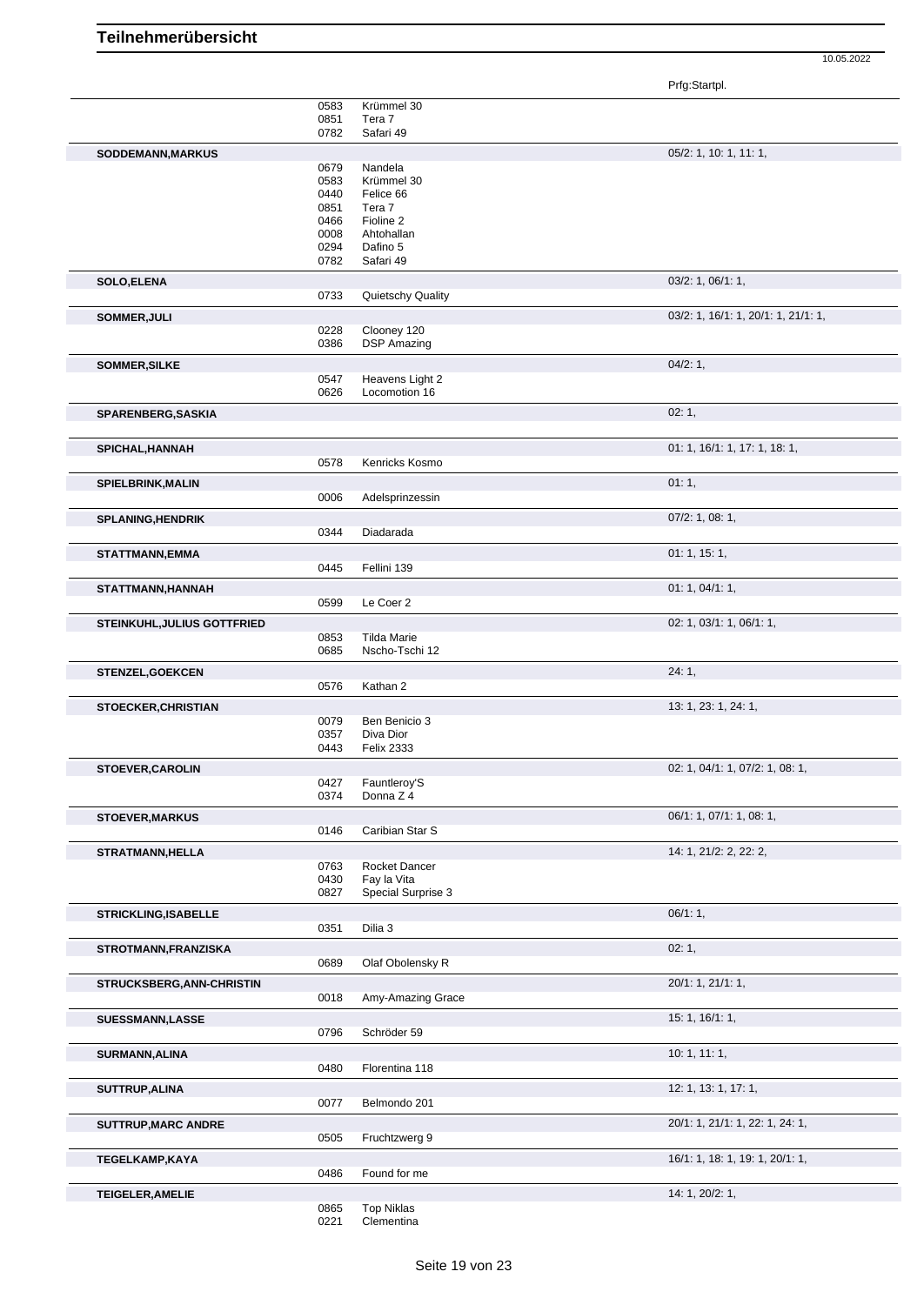# Teilnehmerübersicht

10.05.2022

| Name | Nr. | Pferd | Prfg:Startpl. |
|---|---|---|---|
| | 0583 | Krümmel 30 | |
| | 0851 | Tera 7 | |
| | 0782 | Safari 49 | |
| **SODDEMANN,MARKUS** | | | 05/2: 1, 10: 1, 11: 1, |
| | 0679 | Nandela | |
| | 0583 | Krümmel 30 | |
| | 0440 | Felice 66 | |
| | 0851 | Tera 7 | |
| | 0466 | Fioline 2 | |
| | 0008 | Ahtohallan | |
| | 0294 | Dafino 5 | |
| | 0782 | Safari 49 | |
| **SOLO,ELENA** | | | 03/2: 1, 06/1: 1, |
| | 0733 | Quietschy Quality | |
| **SOMMER,JULI** | | | 03/2: 1, 16/1: 1, 20/1: 1, 21/1: 1, |
| | 0228 | Clooney 120 | |
| | 0386 | DSP Amazing | |
| **SOMMER,SILKE** | | | 04/2: 1, |
| | 0547 | Heavens Light 2 | |
| | 0626 | Locomotion 16 | |
| **SPARENBERG,SASKIA** | | | 02: 1, |
| **SPICHAL,HANNAH** | | | 01: 1, 16/1: 1, 17: 1, 18: 1, |
| | 0578 | Kenricks Kosmo | |
| **SPIELBRINK,MALIN** | | | 01: 1, |
| | 0006 | Adelsprinzessin | |
| **SPLANING,HENDRIK** | | | 07/2: 1, 08: 1, |
| | 0344 | Diadarada | |
| **STATTMANN,EMMA** | | | 01: 1, 15: 1, |
| | 0445 | Fellini 139 | |
| **STATTMANN,HANNAH** | | | 01: 1, 04/1: 1, |
| | 0599 | Le Coer 2 | |
| **STEINKUHL,JULIUS GOTTFRIED** | | | 02: 1, 03/1: 1, 06/1: 1, |
| | 0853 | Tilda Marie | |
| | 0685 | Nscho-Tschi 12 | |
| **STENZEL,GOEKCEN** | | | 24: 1, |
| | 0576 | Kathan 2 | |
| **STOECKER,CHRISTIAN** | | | 13: 1, 23: 1, 24: 1, |
| | 0079 | Ben Benicio 3 | |
| | 0357 | Diva Dior | |
| | 0443 | Felix 2333 | |
| **STOEVER,CAROLIN** | | | 02: 1, 04/1: 1, 07/2: 1, 08: 1, |
| | 0427 | Fauntleroy'S | |
| | 0374 | Donna Z 4 | |
| **STOEVER,MARKUS** | | | 06/1: 1, 07/1: 1, 08: 1, |
| | 0146 | Caribian Star S | |
| **STRATMANN,HELLA** | | | 14: 1, 21/2: 2, 22: 2, |
| | 0763 | Rocket Dancer | |
| | 0430 | Fay la Vita | |
| | 0827 | Special Surprise 3 | |
| **STRICKLING,ISABELLE** | | | 06/1: 1, |
| | 0351 | Dilia 3 | |
| **STROTMANN,FRANZISKA** | | | 02: 1, |
| | 0689 | Olaf Obolensky R | |
| **STRUCKSBERG,ANN-CHRISTIN** | | | 20/1: 1, 21/1: 1, |
| | 0018 | Amy-Amazing Grace | |
| **SUESSMANN,LASSE** | | | 15: 1, 16/1: 1, |
| | 0796 | Schröder 59 | |
| **SURMANN,ALINA** | | | 10: 1, 11: 1, |
| | 0480 | Florentina 118 | |
| **SUTTRUP,ALINA** | | | 12: 1, 13: 1, 17: 1, |
| | 0077 | Belmondo 201 | |
| **SUTTRUP,MARC ANDRE** | | | 20/1: 1, 21/1: 1, 22: 1, 24: 1, |
| | 0505 | Fruchtzwerg 9 | |
| **TEGELKAMP,KAYA** | | | 16/1: 1, 18: 1, 19: 1, 20/1: 1, |
| | 0486 | Found for me | |
| **TEIGELER,AMELIE** | | | 14: 1, 20/2: 1, |
| | 0865 | Top Niklas | |
| | 0221 | Clementina | |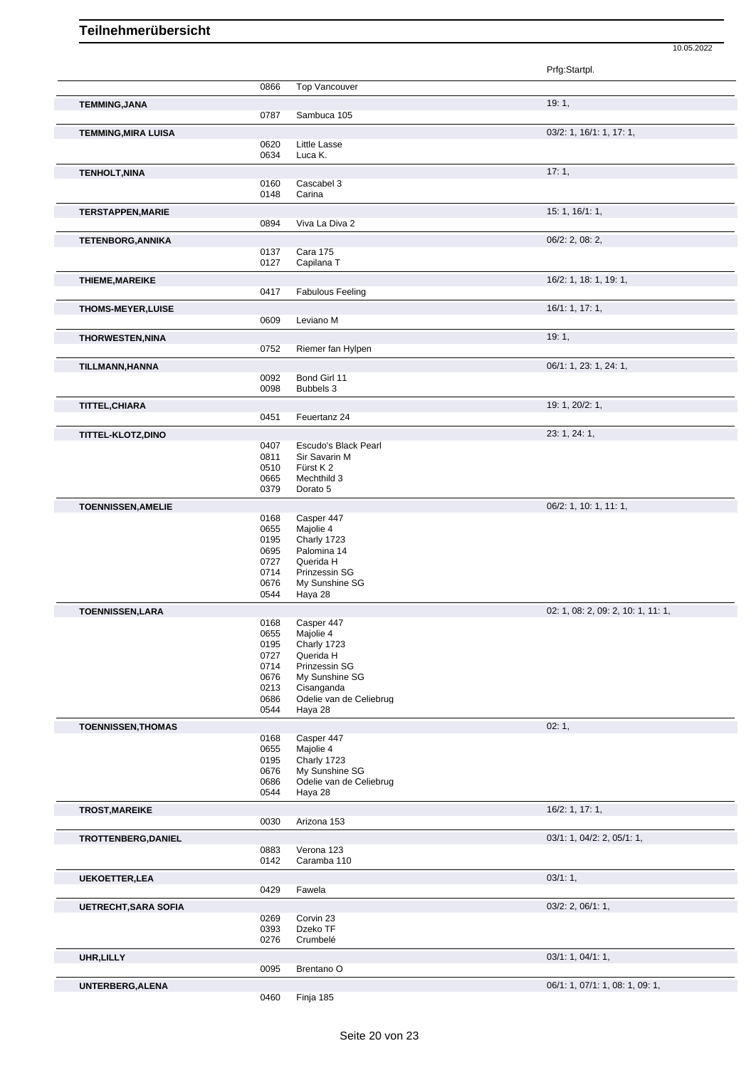# Teilnehmerübersicht

10.05.2022

| Name | Nr. | Pferd | Prfg:Startpl. |
|---|---|---|---|
| | 0866 | Top Vancouver | |
| **TEMMING,JANA** | | | 19: 1, |
| | 0787 | Sambuca 105 | |
| **TEMMING,MIRA LUISA** | | | 03/2: 1, 16/1: 1, 17: 1, |
| | 0620 | Little Lasse | |
| | 0634 | Luca K. | |
| **TENHOLT,NINA** | | | 17: 1, |
| | 0160 | Cascabel 3 | |
| | 0148 | Carina | |
| **TERSTAPPEN,MARIE** | | | 15: 1, 16/1: 1, |
| | 0894 | Viva La Diva 2 | |
| **TETENBORG,ANNIKA** | | | 06/2: 2, 08: 2, |
| | 0137 | Cara 175 | |
| | 0127 | Capilana T | |
| **THIEME,MAREIKE** | | | 16/2: 1, 18: 1, 19: 1, |
| | 0417 | Fabulous Feeling | |
| **THOMS-MEYER,LUISE** | | | 16/1: 1, 17: 1, |
| | 0609 | Leviano M | |
| **THORWESTEN,NINA** | | | 19: 1, |
| | 0752 | Riemer fan Hylpen | |
| **TILLMANN,HANNA** | | | 06/1: 1, 23: 1, 24: 1, |
| | 0092 | Bond Girl 11 | |
| | 0098 | Bubbels 3 | |
| **TITTEL,CHIARA** | | | 19: 1, 20/2: 1, |
| | 0451 | Feuertanz 24 | |
| **TITTEL-KLOTZ,DINO** | | | 23: 1, 24: 1, |
| | 0407 | Escudo's Black Pearl | |
| | 0811 | Sir Savarin M | |
| | 0510 | Fürst K 2 | |
| | 0665 | Mechthild 3 | |
| | 0379 | Dorato 5 | |
| **TOENNISSEN,AMELIE** | | | 06/2: 1, 10: 1, 11: 1, |
| | 0168 | Casper 447 | |
| | 0655 | Majolie 4 | |
| | 0195 | Charly 1723 | |
| | 0695 | Palomina 14 | |
| | 0727 | Querida H | |
| | 0714 | Prinzessin SG | |
| | 0676 | My Sunshine SG | |
| | 0544 | Haya 28 | |
| **TOENNISSEN,LARA** | | | 02: 1, 08: 2, 09: 2, 10: 1, 11: 1, |
| | 0168 | Casper 447 | |
| | 0655 | Majolie 4 | |
| | 0195 | Charly 1723 | |
| | 0727 | Querida H | |
| | 0714 | Prinzessin SG | |
| | 0676 | My Sunshine SG | |
| | 0213 | Cisanganda | |
| | 0686 | Odelie van de Celiebrug | |
| | 0544 | Haya 28 | |
| **TOENNISSEN,THOMAS** | | | 02: 1, |
| | 0168 | Casper 447 | |
| | 0655 | Majolie 4 | |
| | 0195 | Charly 1723 | |
| | 0676 | My Sunshine SG | |
| | 0686 | Odelie van de Celiebrug | |
| | 0544 | Haya 28 | |
| **TROST,MAREIKE** | | | 16/2: 1, 17: 1, |
| | 0030 | Arizona 153 | |
| **TROTTENBERG,DANIEL** | | | 03/1: 1, 04/2: 2, 05/1: 1, |
| | 0883 | Verona 123 | |
| | 0142 | Caramba 110 | |
| **UEKOETTER,LEA** | | | 03/1: 1, |
| | 0429 | Fawela | |
| **UETRECHT,SARA SOFIA** | | | 03/2: 2, 06/1: 1, |
| | 0269 | Corvin 23 | |
| | 0393 | Dzeko TF | |
| | 0276 | Crumbelé | |
| **UHR,LILLY** | | | 03/1: 1, 04/1: 1, |
| | 0095 | Brentano O | |
| **UNTERBERG,ALENA** | | | 06/1: 1, 07/1: 1, 08: 1, 09: 1, |
| | 0460 | Finja 185 | |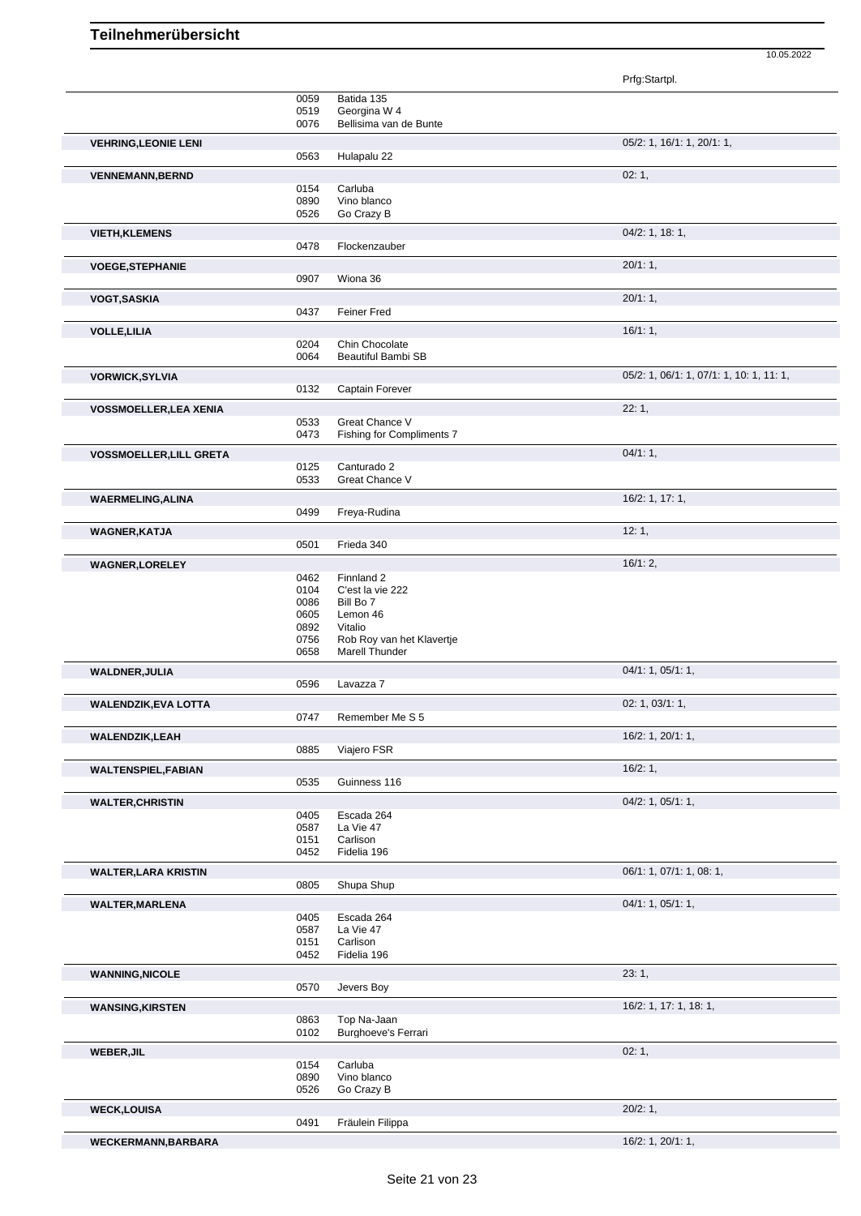# Teilnehmerübersicht

10.05.2022

| Name | Nr. | Pferd | Prfg:Startpl. |
|---|---|---|---|
| | 0059 | Batida 135 | |
| | 0519 | Georgina W 4 | |
| | 0076 | Bellisima van de Bunte | |
| **VEHRING,LEONIE LENI** | | | 05/2: 1, 16/1: 1, 20/1: 1, |
| | 0563 | Hulapalu 22 | |
| **VENNEMANN,BERND** | | | 02: 1, |
| | 0154 | Carluba | |
| | 0890 | Vino blanco | |
| | 0526 | Go Crazy B | |
| **VIETH,KLEMENS** | | | 04/2: 1, 18: 1, |
| | 0478 | Flockenzauber | |
| **VOEGE,STEPHANIE** | | | 20/1: 1, |
| | 0907 | Wiona 36 | |
| **VOGT,SASKIA** | | | 20/1: 1, |
| | 0437 | Feiner Fred | |
| **VOLLE,LILIA** | | | 16/1: 1, |
| | 0204 | Chin Chocolate | |
| | 0064 | Beautiful Bambi SB | |
| **VORWICK,SYLVIA** | | | 05/2: 1, 06/1: 1, 07/1: 1, 10: 1, 11: 1, |
| | 0132 | Captain Forever | |
| **VOSSMOELLER,LEA XENIA** | | | 22: 1, |
| | 0533 | Great Chance V | |
| | 0473 | Fishing for Compliments 7 | |
| **VOSSMOELLER,LILL GRETA** | | | 04/1: 1, |
| | 0125 | Canturado 2 | |
| | 0533 | Great Chance V | |
| **WAERMELING,ALINA** | | | 16/2: 1, 17: 1, |
| | 0499 | Freya-Rudina | |
| **WAGNER,KATJA** | | | 12: 1, |
| | 0501 | Frieda 340 | |
| **WAGNER,LORELEY** | | | 16/1: 2, |
| | 0462 | Finnland 2 | |
| | 0104 | C'est la vie 222 | |
| | 0086 | Bill Bo 7 | |
| | 0605 | Lemon 46 | |
| | 0892 | Vitalio | |
| | 0756 | Rob Roy van het Klavertje | |
| | 0658 | Marell Thunder | |
| **WALDNER,JULIA** | | | 04/1: 1, 05/1: 1, |
| | 0596 | Lavazza 7 | |
| **WALENDZIK,EVA LOTTA** | | | 02: 1, 03/1: 1, |
| | 0747 | Remember Me S 5 | |
| **WALENDZIK,LEAH** | | | 16/2: 1, 20/1: 1, |
| | 0885 | Viajero FSR | |
| **WALTENSPIEL,FABIAN** | | | 16/2: 1, |
| | 0535 | Guinness 116 | |
| **WALTER,CHRISTIN** | | | 04/2: 1, 05/1: 1, |
| | 0405 | Escada 264 | |
| | 0587 | La Vie 47 | |
| | 0151 | Carlison | |
| | 0452 | Fidelia 196 | |
| **WALTER,LARA KRISTIN** | | | 06/1: 1, 07/1: 1, 08: 1, |
| | 0805 | Shupa Shup | |
| **WALTER,MARLENA** | | | 04/1: 1, 05/1: 1, |
| | 0405 | Escada 264 | |
| | 0587 | La Vie 47 | |
| | 0151 | Carlison | |
| | 0452 | Fidelia 196 | |
| **WANNING,NICOLE** | | | 23: 1, |
| | 0570 | Jevers Boy | |
| **WANSING,KIRSTEN** | | | 16/2: 1, 17: 1, 18: 1, |
| | 0863 | Top Na-Jaan | |
| | 0102 | Burghoeve's Ferrari | |
| **WEBER,JIL** | | | 02: 1, |
| | 0154 | Carluba | |
| | 0890 | Vino blanco | |
| | 0526 | Go Crazy B | |
| **WECK,LOUISA** | | | 20/2: 1, |
| | 0491 | Fräulein Filippa | |
| **WECKERMANN,BARBARA** | | | 16/2: 1, 20/1: 1, |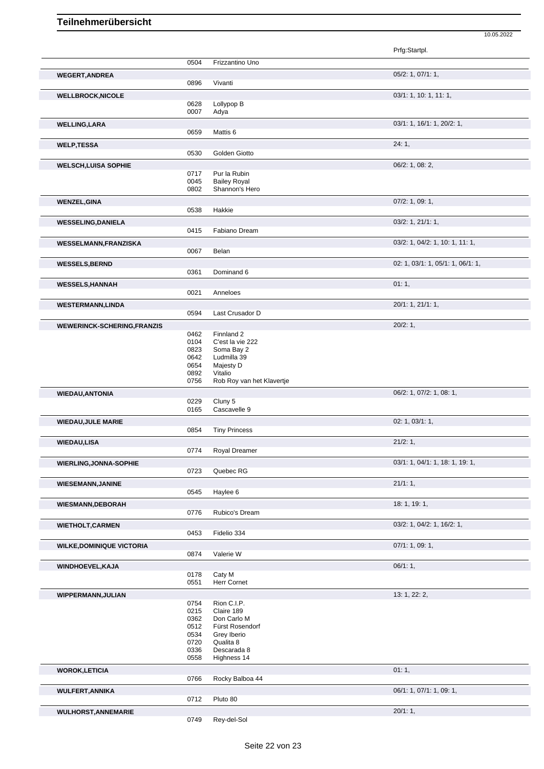# Teilnehmerübersicht

10.05.2022

| Name | Nr. | Pferd | Prfg:Startpl. |
|---|---|---|---|
| | 0504 | Frizzantino Uno | |
| **WEGERT,ANDREA** | | | 05/2: 1, 07/1: 1, |
| | 0896 | Vivanti | |
| **WELLBROCK,NICOLE** | | | 03/1: 1, 10: 1, 11: 1, |
| | 0628 | Lollypop B | |
| | 0007 | Adya | |
| **WELLING,LARA** | | | 03/1: 1, 16/1: 1, 20/2: 1, |
| | 0659 | Mattis 6 | |
| **WELP,TESSA** | | | 24: 1, |
| | 0530 | Golden Giotto | |
| **WELSCH,LUISA SOPHIE** | | | 06/2: 1, 08: 2, |
| | 0717 | Pur la Rubin | |
| | 0045 | Bailey Royal | |
| | 0802 | Shannon's Hero | |
| **WENZEL,GINA** | | | 07/2: 1, 09: 1, |
| | 0538 | Hakkie | |
| **WESSELING,DANIELA** | | | 03/2: 1, 21/1: 1, |
| | 0415 | Fabiano Dream | |
| **WESSELMANN,FRANZISKA** | | | 03/2: 1, 04/2: 1, 10: 1, 11: 1, |
| | 0067 | Belan | |
| **WESSELS,BERND** | | | 02: 1, 03/1: 1, 05/1: 1, 06/1: 1, |
| | 0361 | Dominand 6 | |
| **WESSELS,HANNAH** | | | 01: 1, |
| | 0021 | Anneloes | |
| **WESTERMANN,LINDA** | | | 20/1: 1, 21/1: 1, |
| | 0594 | Last Crusador D | |
| **WEWERINCK-SCHERING,FRANZIS** | | | 20/2: 1, |
| | 0462 | Finnland 2 | |
| | 0104 | C'est la vie 222 | |
| | 0823 | Soma Bay 2 | |
| | 0642 | Ludmilla 39 | |
| | 0654 | Majesty D | |
| | 0892 | Vitalio | |
| | 0756 | Rob Roy van het Klavertje | |
| **WIEDAU,ANTONIA** | | | 06/2: 1, 07/2: 1, 08: 1, |
| | 0229 | Cluny 5 | |
| | 0165 | Cascavelle 9 | |
| **WIEDAU,JULE MARIE** | | | 02: 1, 03/1: 1, |
| | 0854 | Tiny Princess | |
| **WIEDAU,LISA** | | | 21/2: 1, |
| | 0774 | Royal Dreamer | |
| **WIERLING,JONNA-SOPHIE** | | | 03/1: 1, 04/1: 1, 18: 1, 19: 1, |
| | 0723 | Quebec RG | |
| **WIESEMANN,JANINE** | | | 21/1: 1, |
| | 0545 | Haylee 6 | |
| **WIESMANN,DEBORAH** | | | 18: 1, 19: 1, |
| | 0776 | Rubico's Dream | |
| **WIETHOLT,CARMEN** | | | 03/2: 1, 04/2: 1, 16/2: 1, |
| | 0453 | Fidelio 334 | |
| **WILKE,DOMINIQUE VICTORIA** | | | 07/1: 1, 09: 1, |
| | 0874 | Valerie W | |
| **WINDHOEVEL,KAJA** | | | 06/1: 1, |
| | 0178 | Caty M | |
| | 0551 | Herr Cornet | |
| **WIPPERMANN,JULIAN** | | | 13: 1, 22: 2, |
| | 0754 | Rion C.I.P. | |
| | 0215 | Claire 189 | |
| | 0362 | Don Carlo M | |
| | 0512 | Fürst Rosendorf | |
| | 0534 | Grey Iberio | |
| | 0720 | Qualita 8 | |
| | 0336 | Descarada 8 | |
| | 0558 | Highness 14 | |
| **WOROK,LETICIA** | | | 01: 1, |
| | 0766 | Rocky Balboa 44 | |
| **WULFERT,ANNIKA** | | | 06/1: 1, 07/1: 1, 09: 1, |
| | 0712 | Pluto 80 | |
| **WULHORST,ANNEMARIE** | | | 20/1: 1, |
| | 0749 | Rey-del-Sol | |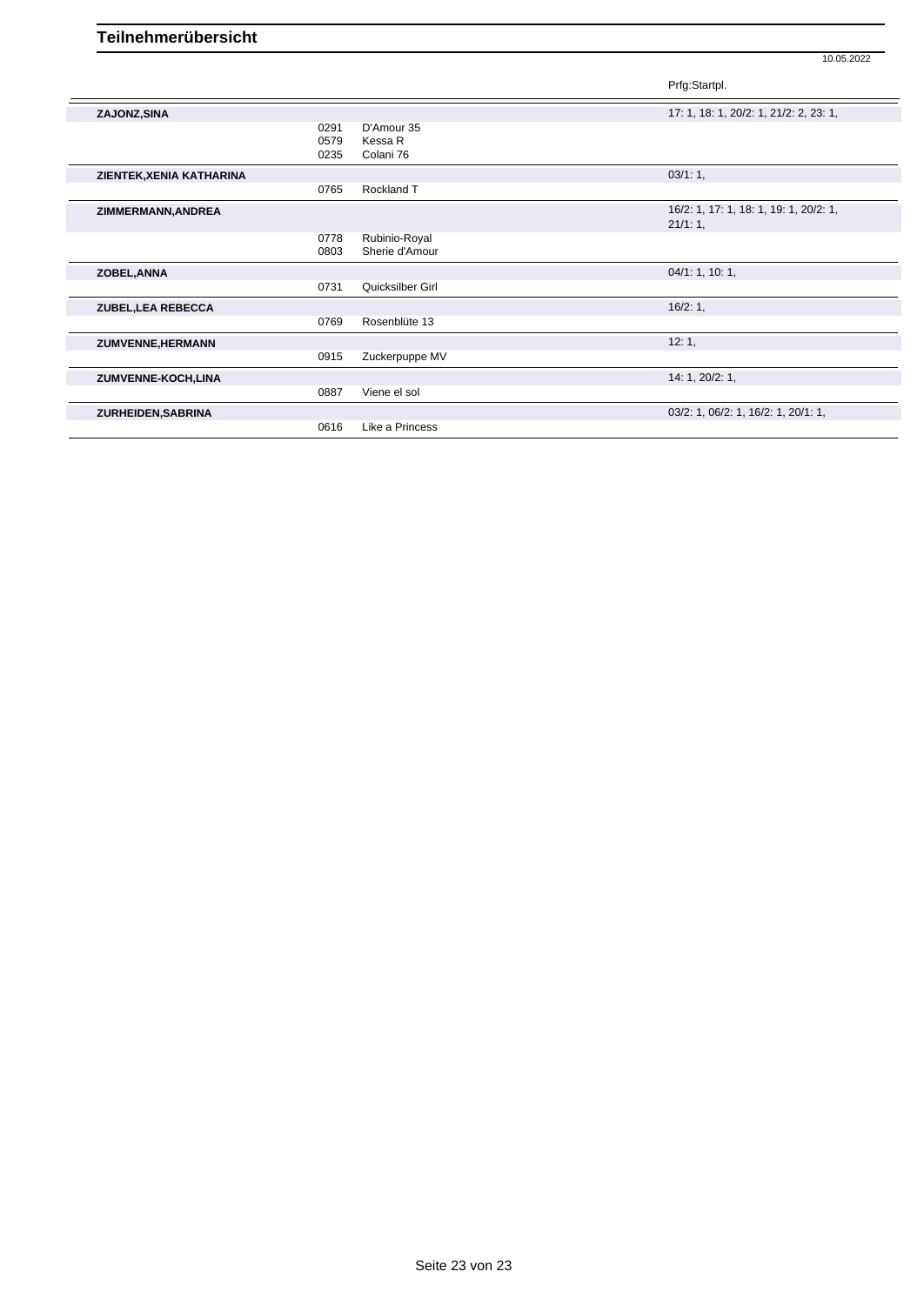# Teilnehmerübersicht

10.05.2022

| | | | Prfg:Startpl. |
|---|---|---|---|
| **ZAJONZ,SINA** | | | 17: 1, 18: 1, 20/2: 1, 21/2: 2, 23: 1, |
| | 0291 | D'Amour 35 | |
| | 0579 | Kessa R | |
| | 0235 | Colani 76 | |
| **ZIENTEK,XENIA KATHARINA** | | | 03/1: 1, |
| | 0765 | Rockland T | |
| **ZIMMERMANN,ANDREA** | | | 16/2: 1, 17: 1, 18: 1, 19: 1, 20/2: 1, 21/1: 1, |
| | 0778 | Rubinio-Royal | |
| | 0803 | Sherie d'Amour | |
| **ZOBEL,ANNA** | | | 04/1: 1, 10: 1, |
| | 0731 | Quicksilber Girl | |
| **ZUBEL,LEA REBECCA** | | | 16/2: 1, |
| | 0769 | Rosenblüte 13 | |
| **ZUMVENNE,HERMANN** | | | 12: 1, |
| | 0915 | Zuckerpuppe MV | |
| **ZUMVENNE-KOCH,LINA** | | | 14: 1, 20/2: 1, |
| | 0887 | Viene el sol | |
| **ZURHEIDEN,SABRINA** | | | 03/2: 1, 06/2: 1, 16/2: 1, 20/1: 1, |
| | 0616 | Like a Princess | |